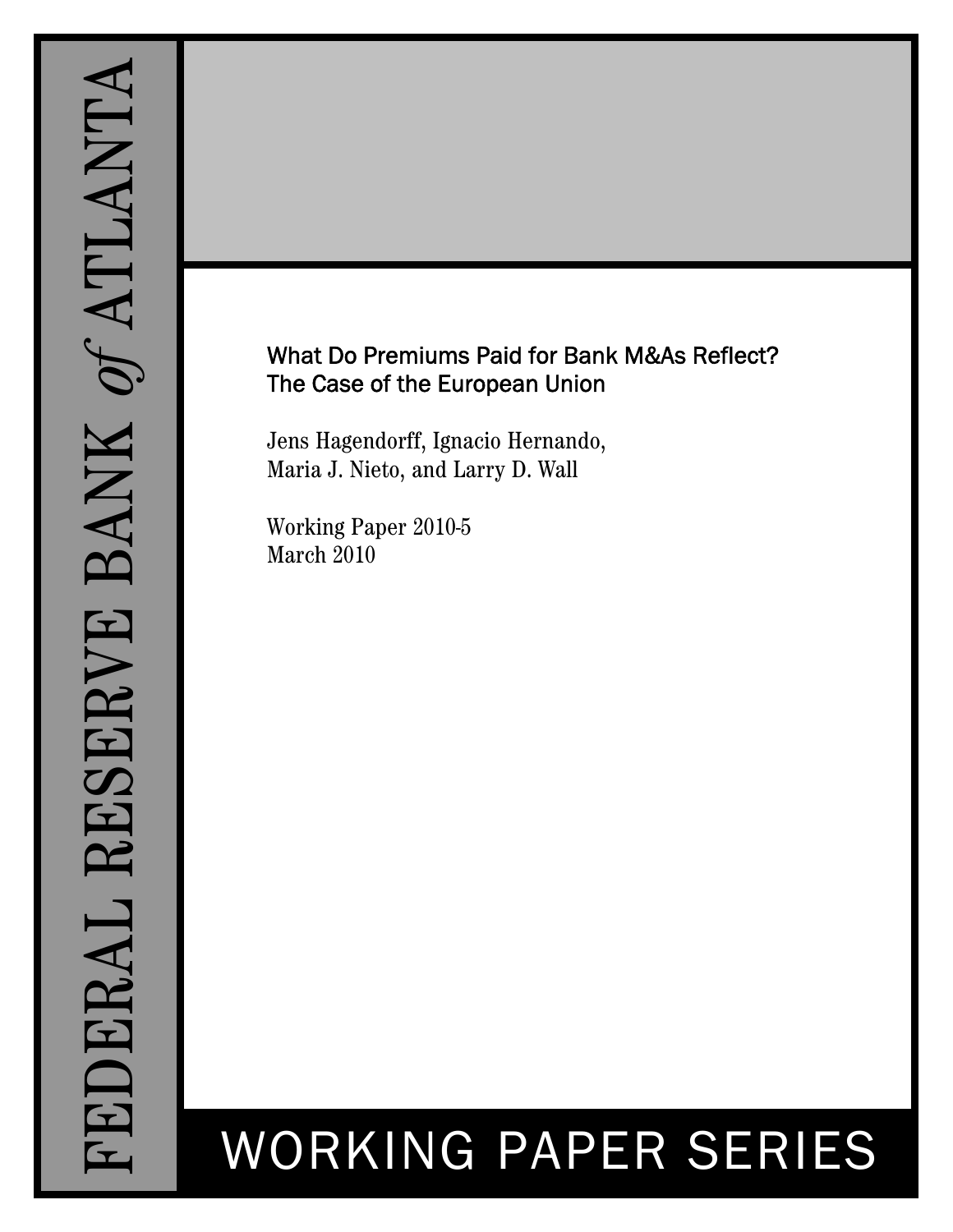FEDERAL RESERVE BANK *of* ATLANTA

# What Do Premiums Paid for Bank M&As Reflect? The Case of the European Union

Jens Hagendorff, Ignacio Hernando, Maria J. Nieto, and Larry D. Wall

Working Paper 2010-5
March 2010

WORKING PAPER SERIES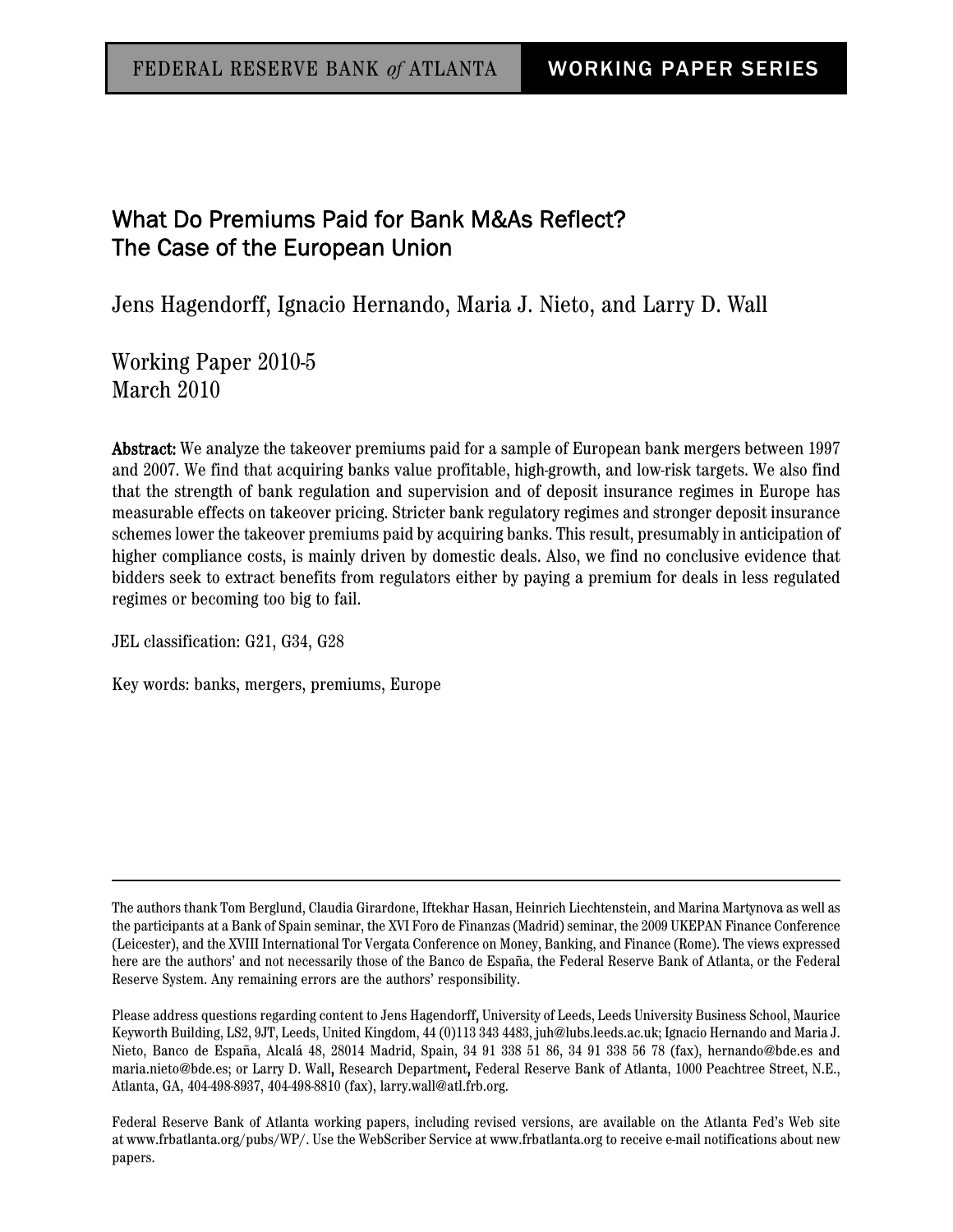FEDERAL RESERVE BANK *of* ATLANTA | WORKING PAPER SERIES

# What Do Premiums Paid for Bank M&As Reflect? The Case of the European Union

Jens Hagendorff, Ignacio Hernando, Maria J. Nieto, and Larry D. Wall

Working Paper 2010-5
March 2010

**Abstract:** We analyze the takeover premiums paid for a sample of European bank mergers between 1997 and 2007. We find that acquiring banks value profitable, high-growth, and low-risk targets. We also find that the strength of bank regulation and supervision and of deposit insurance regimes in Europe has measurable effects on takeover pricing. Stricter bank regulatory regimes and stronger deposit insurance schemes lower the takeover premiums paid by acquiring banks. This result, presumably in anticipation of higher compliance costs, is mainly driven by domestic deals. Also, we find no conclusive evidence that bidders seek to extract benefits from regulators either by paying a premium for deals in less regulated regimes or becoming too big to fail.

JEL classification: G21, G34, G28

Key words: banks, mergers, premiums, Europe

---

The authors thank Tom Berglund, Claudia Girardone, Iftekhar Hasan, Heinrich Liechtenstein, and Marina Martynova as well as the participants at a Bank of Spain seminar, the XVI Foro de Finanzas (Madrid) seminar, the 2009 UKEPAN Finance Conference (Leicester), and the XVIII International Tor Vergata Conference on Money, Banking, and Finance (Rome). The views expressed here are the authors' and not necessarily those of the Banco de España, the Federal Reserve Bank of Atlanta, or the Federal Reserve System. Any remaining errors are the authors' responsibility.

Please address questions regarding content to Jens Hagendorff, University of Leeds, Leeds University Business School, Maurice Keyworth Building, LS2, 9JT, Leeds, United Kingdom, 44 (0)113 343 4483, juh@lubs.leeds.ac.uk; Ignacio Hernando and Maria J. Nieto, Banco de España, Alcalá 48, 28014 Madrid, Spain, 34 91 338 51 86, 34 91 338 56 78 (fax), hernando@bde.es and maria.nieto@bde.es; or Larry D. Wall, Research Department, Federal Reserve Bank of Atlanta, 1000 Peachtree Street, N.E., Atlanta, GA, 404-498-8937, 404-498-8810 (fax), larry.wall@atl.frb.org.

Federal Reserve Bank of Atlanta working papers, including revised versions, are available on the Atlanta Fed's Web site at www.frbatlanta.org/pubs/WP/. Use the WebScriber Service at www.frbatlanta.org to receive e-mail notifications about new papers.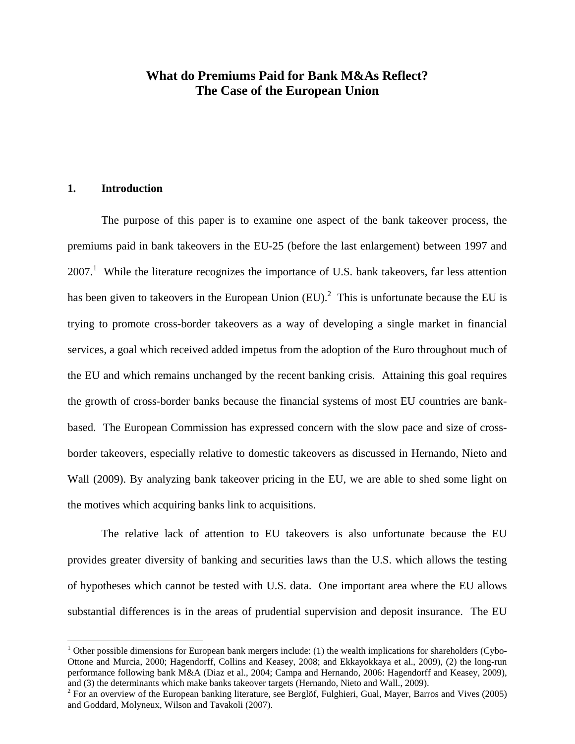# What do Premiums Paid for Bank M&As Reflect?
# The Case of the European Union

## 1. Introduction

The purpose of this paper is to examine one aspect of the bank takeover process, the premiums paid in bank takeovers in the EU-25 (before the last enlargement) between 1997 and 2007.[1] While the literature recognizes the importance of U.S. bank takeovers, far less attention has been given to takeovers in the European Union (EU).[2] This is unfortunate because the EU is trying to promote cross-border takeovers as a way of developing a single market in financial services, a goal which received added impetus from the adoption of the Euro throughout much of the EU and which remains unchanged by the recent banking crisis. Attaining this goal requires the growth of cross-border banks because the financial systems of most EU countries are bank-based. The European Commission has expressed concern with the slow pace and size of cross-border takeovers, especially relative to domestic takeovers as discussed in Hernando, Nieto and Wall (2009). By analyzing bank takeover pricing in the EU, we are able to shed some light on the motives which acquiring banks link to acquisitions.

The relative lack of attention to EU takeovers is also unfortunate because the EU provides greater diversity of banking and securities laws than the U.S. which allows the testing of hypotheses which cannot be tested with U.S. data. One important area where the EU allows substantial differences is in the areas of prudential supervision and deposit insurance. The EU

---

[1] Other possible dimensions for European bank mergers include: (1) the wealth implications for shareholders (Cybo-Ottone and Murcia, 2000; Hagendorff, Collins and Keasey, 2008; and Ekkayokkaya et al., 2009), (2) the long-run performance following bank M&A (Diaz et al., 2004; Campa and Hernando, 2006: Hagendorff and Keasey, 2009), and (3) the determinants which make banks takeover targets (Hernando, Nieto and Wall., 2009).

[2] For an overview of the European banking literature, see Berglöf, Fulghieri, Gual, Mayer, Barros and Vives (2005) and Goddard, Molyneux, Wilson and Tavakoli (2007).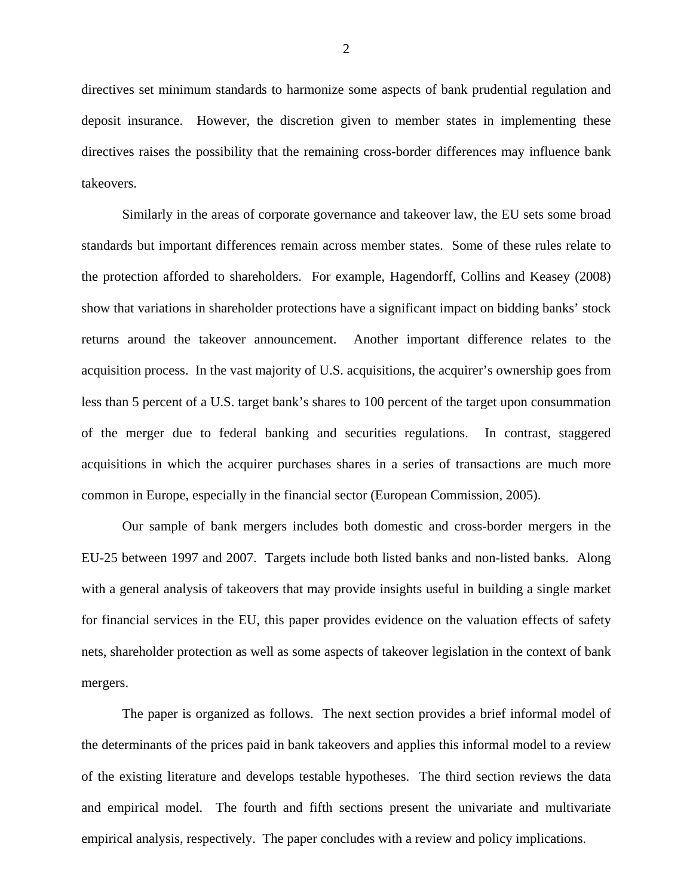directives set minimum standards to harmonize some aspects of bank prudential regulation and deposit insurance. However, the discretion given to member states in implementing these directives raises the possibility that the remaining cross-border differences may influence bank takeovers.

Similarly in the areas of corporate governance and takeover law, the EU sets some broad standards but important differences remain across member states. Some of these rules relate to the protection afforded to shareholders. For example, Hagendorff, Collins and Keasey (2008) show that variations in shareholder protections have a significant impact on bidding banks' stock returns around the takeover announcement. Another important difference relates to the acquisition process. In the vast majority of U.S. acquisitions, the acquirer's ownership goes from less than 5 percent of a U.S. target bank's shares to 100 percent of the target upon consummation of the merger due to federal banking and securities regulations. In contrast, staggered acquisitions in which the acquirer purchases shares in a series of transactions are much more common in Europe, especially in the financial sector (European Commission, 2005).

Our sample of bank mergers includes both domestic and cross-border mergers in the EU-25 between 1997 and 2007. Targets include both listed banks and non-listed banks. Along with a general analysis of takeovers that may provide insights useful in building a single market for financial services in the EU, this paper provides evidence on the valuation effects of safety nets, shareholder protection as well as some aspects of takeover legislation in the context of bank mergers.

The paper is organized as follows. The next section provides a brief informal model of the determinants of the prices paid in bank takeovers and applies this informal model to a review of the existing literature and develops testable hypotheses. The third section reviews the data and empirical model. The fourth and fifth sections present the univariate and multivariate empirical analysis, respectively. The paper concludes with a review and policy implications.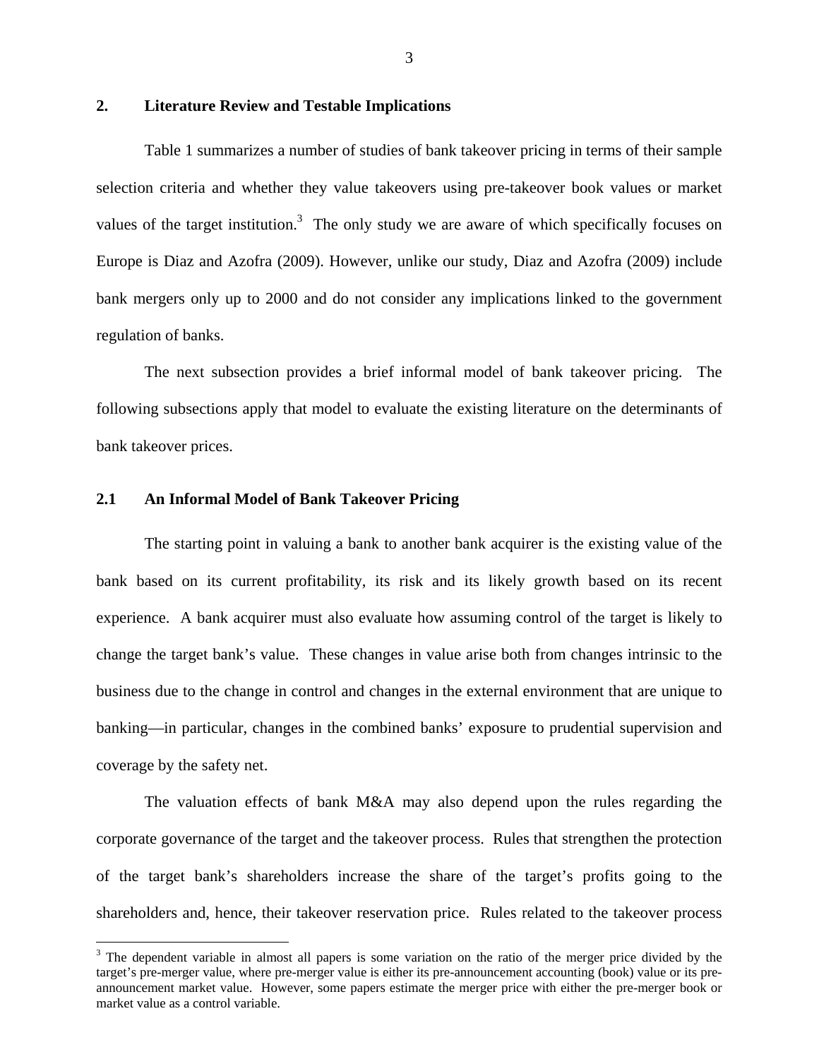## 2. Literature Review and Testable Implications

Table 1 summarizes a number of studies of bank takeover pricing in terms of their sample selection criteria and whether they value takeovers using pre-takeover book values or market values of the target institution.[3] The only study we are aware of which specifically focuses on Europe is Diaz and Azofra (2009). However, unlike our study, Diaz and Azofra (2009) include bank mergers only up to 2000 and do not consider any implications linked to the government regulation of banks.

The next subsection provides a brief informal model of bank takeover pricing. The following subsections apply that model to evaluate the existing literature on the determinants of bank takeover prices.

### 2.1 An Informal Model of Bank Takeover Pricing

The starting point in valuing a bank to another bank acquirer is the existing value of the bank based on its current profitability, its risk and its likely growth based on its recent experience. A bank acquirer must also evaluate how assuming control of the target is likely to change the target bank's value. These changes in value arise both from changes intrinsic to the business due to the change in control and changes in the external environment that are unique to banking—in particular, changes in the combined banks' exposure to prudential supervision and coverage by the safety net.

The valuation effects of bank M&A may also depend upon the rules regarding the corporate governance of the target and the takeover process. Rules that strengthen the protection of the target bank's shareholders increase the share of the target's profits going to the shareholders and, hence, their takeover reservation price. Rules related to the takeover process

[3] The dependent variable in almost all papers is some variation on the ratio of the merger price divided by the target's pre-merger value, where pre-merger value is either its pre-announcement accounting (book) value or its pre-announcement market value. However, some papers estimate the merger price with either the pre-merger book or market value as a control variable.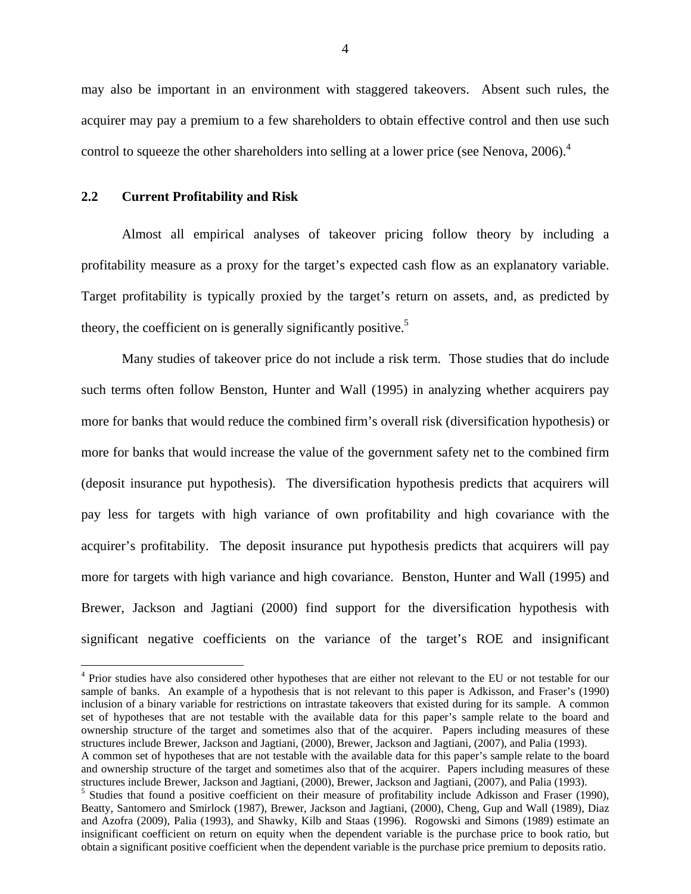may also be important in an environment with staggered takeovers. Absent such rules, the acquirer may pay a premium to a few shareholders to obtain effective control and then use such control to squeeze the other shareholders into selling at a lower price (see Nenova, 2006).[4]

## 2.2 Current Profitability and Risk

Almost all empirical analyses of takeover pricing follow theory by including a profitability measure as a proxy for the target's expected cash flow as an explanatory variable. Target profitability is typically proxied by the target's return on assets, and, as predicted by theory, the coefficient on is generally significantly positive.[5]

Many studies of takeover price do not include a risk term. Those studies that do include such terms often follow Benston, Hunter and Wall (1995) in analyzing whether acquirers pay more for banks that would reduce the combined firm's overall risk (diversification hypothesis) or more for banks that would increase the value of the government safety net to the combined firm (deposit insurance put hypothesis). The diversification hypothesis predicts that acquirers will pay less for targets with high variance of own profitability and high covariance with the acquirer's profitability. The deposit insurance put hypothesis predicts that acquirers will pay more for targets with high variance and high covariance. Benston, Hunter and Wall (1995) and Brewer, Jackson and Jagtiani (2000) find support for the diversification hypothesis with significant negative coefficients on the variance of the target's ROE and insignificant

---

[4] Prior studies have also considered other hypotheses that are either not relevant to the EU or not testable for our sample of banks. An example of a hypothesis that is not relevant to this paper is Adkisson, and Fraser's (1990) inclusion of a binary variable for restrictions on intrastate takeovers that existed during for its sample. A common set of hypotheses that are not testable with the available data for this paper's sample relate to the board and ownership structure of the target and sometimes also that of the acquirer. Papers including measures of these structures include Brewer, Jackson and Jagtiani, (2000), Brewer, Jackson and Jagtiani, (2007), and Palia (1993).
A common set of hypotheses that are not testable with the available data for this paper's sample relate to the board and ownership structure of the target and sometimes also that of the acquirer. Papers including measures of these structures include Brewer, Jackson and Jagtiani, (2000), Brewer, Jackson and Jagtiani, (2007), and Palia (1993).

[5] Studies that found a positive coefficient on their measure of profitability include Adkisson and Fraser (1990), Beatty, Santomero and Smirlock (1987), Brewer, Jackson and Jagtiani, (2000), Cheng, Gup and Wall (1989), Diaz and Azofra (2009), Palia (1993), and Shawky, Kilb and Staas (1996). Rogowski and Simons (1989) estimate an insignificant coefficient on return on equity when the dependent variable is the purchase price to book ratio, but obtain a significant positive coefficient when the dependent variable is the purchase price premium to deposits ratio.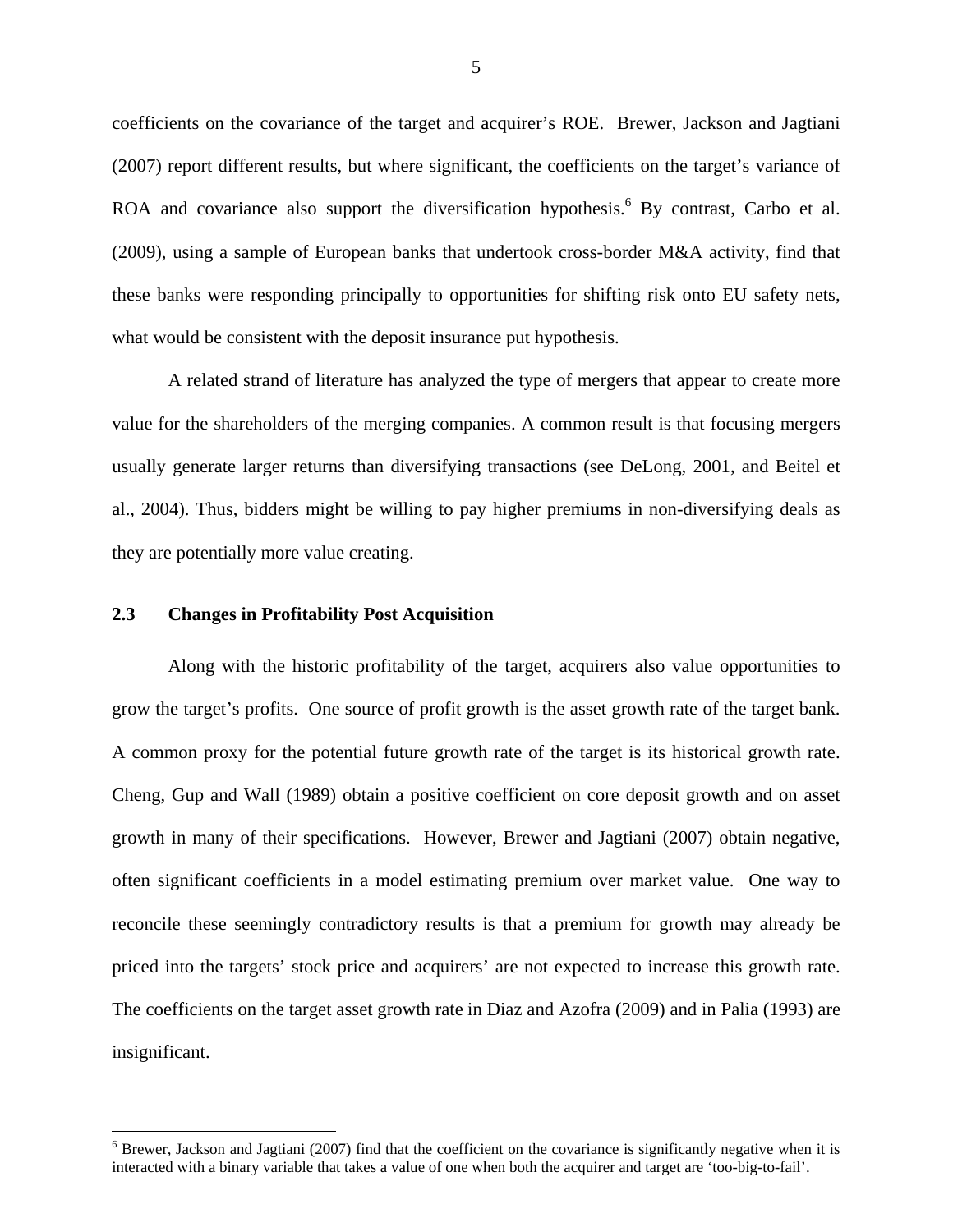coefficients on the covariance of the target and acquirer's ROE. Brewer, Jackson and Jagtiani (2007) report different results, but where significant, the coefficients on the target's variance of ROA and covariance also support the diversification hypothesis.[6] By contrast, Carbo et al. (2009), using a sample of European banks that undertook cross-border M&A activity, find that these banks were responding principally to opportunities for shifting risk onto EU safety nets, what would be consistent with the deposit insurance put hypothesis.

A related strand of literature has analyzed the type of mergers that appear to create more value for the shareholders of the merging companies. A common result is that focusing mergers usually generate larger returns than diversifying transactions (see DeLong, 2001, and Beitel et al., 2004). Thus, bidders might be willing to pay higher premiums in non-diversifying deals as they are potentially more value creating.

### 2.3 Changes in Profitability Post Acquisition

Along with the historic profitability of the target, acquirers also value opportunities to grow the target's profits. One source of profit growth is the asset growth rate of the target bank. A common proxy for the potential future growth rate of the target is its historical growth rate. Cheng, Gup and Wall (1989) obtain a positive coefficient on core deposit growth and on asset growth in many of their specifications. However, Brewer and Jagtiani (2007) obtain negative, often significant coefficients in a model estimating premium over market value. One way to reconcile these seemingly contradictory results is that a premium for growth may already be priced into the targets' stock price and acquirers' are not expected to increase this growth rate. The coefficients on the target asset growth rate in Diaz and Azofra (2009) and in Palia (1993) are insignificant.

[6] Brewer, Jackson and Jagtiani (2007) find that the coefficient on the covariance is significantly negative when it is interacted with a binary variable that takes a value of one when both the acquirer and target are 'too-big-to-fail'.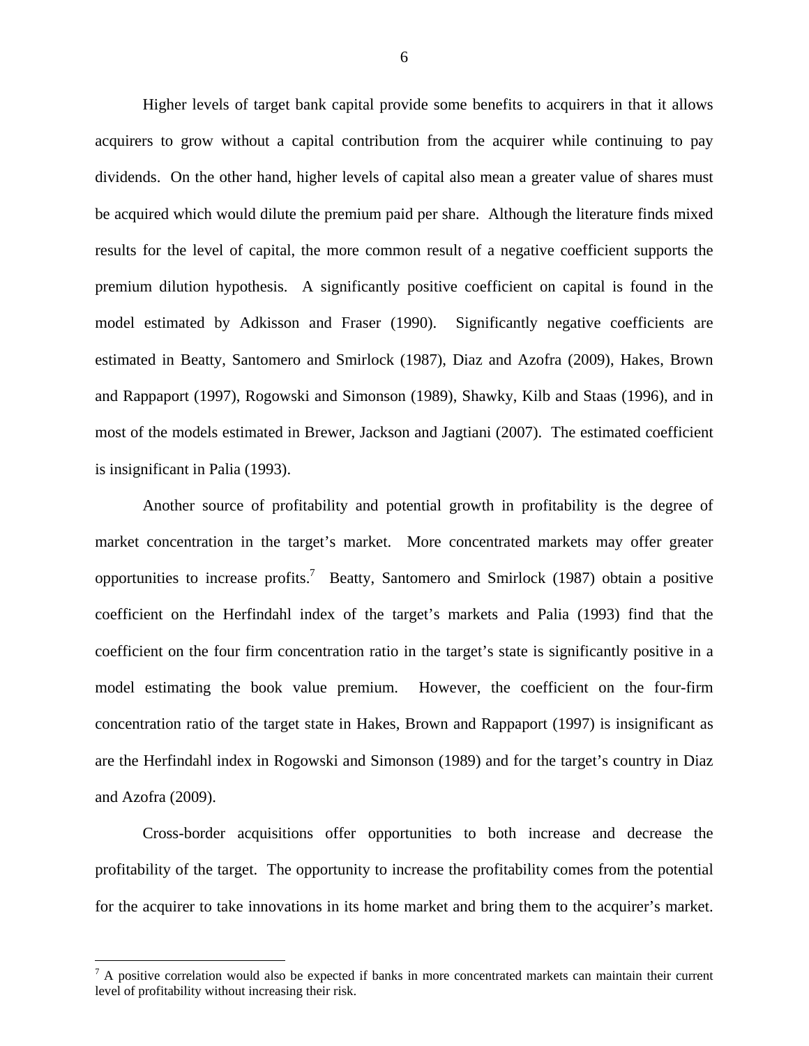Higher levels of target bank capital provide some benefits to acquirers in that it allows acquirers to grow without a capital contribution from the acquirer while continuing to pay dividends. On the other hand, higher levels of capital also mean a greater value of shares must be acquired which would dilute the premium paid per share. Although the literature finds mixed results for the level of capital, the more common result of a negative coefficient supports the premium dilution hypothesis. A significantly positive coefficient on capital is found in the model estimated by Adkisson and Fraser (1990). Significantly negative coefficients are estimated in Beatty, Santomero and Smirlock (1987), Diaz and Azofra (2009), Hakes, Brown and Rappaport (1997), Rogowski and Simonson (1989), Shawky, Kilb and Staas (1996), and in most of the models estimated in Brewer, Jackson and Jagtiani (2007). The estimated coefficient is insignificant in Palia (1993).

Another source of profitability and potential growth in profitability is the degree of market concentration in the target's market. More concentrated markets may offer greater opportunities to increase profits.[7] Beatty, Santomero and Smirlock (1987) obtain a positive coefficient on the Herfindahl index of the target's markets and Palia (1993) find that the coefficient on the four firm concentration ratio in the target's state is significantly positive in a model estimating the book value premium. However, the coefficient on the four-firm concentration ratio of the target state in Hakes, Brown and Rappaport (1997) is insignificant as are the Herfindahl index in Rogowski and Simonson (1989) and for the target's country in Diaz and Azofra (2009).

Cross-border acquisitions offer opportunities to both increase and decrease the profitability of the target. The opportunity to increase the profitability comes from the potential for the acquirer to take innovations in its home market and bring them to the acquirer's market.

[7] A positive correlation would also be expected if banks in more concentrated markets can maintain their current level of profitability without increasing their risk.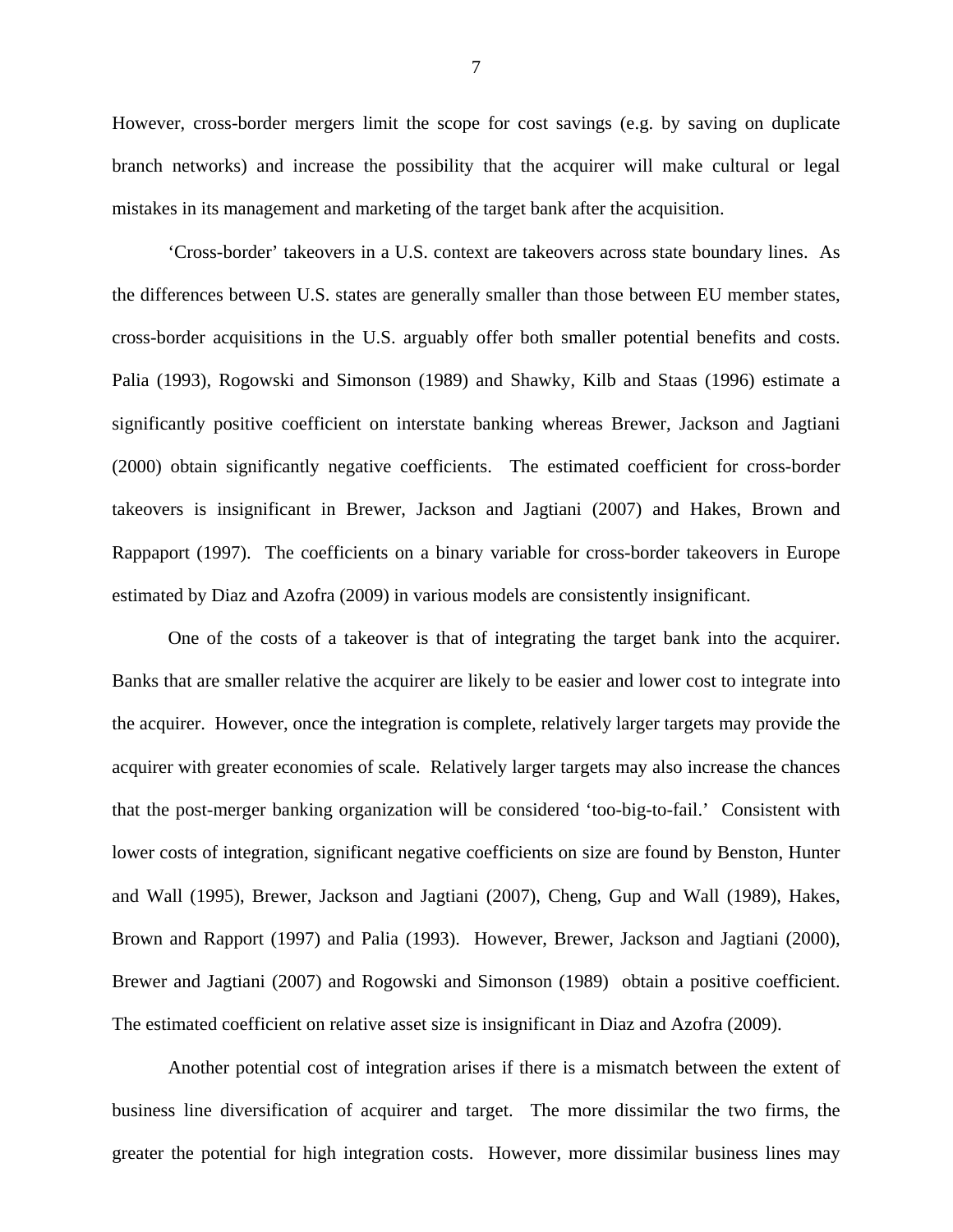However, cross-border mergers limit the scope for cost savings (e.g. by saving on duplicate branch networks) and increase the possibility that the acquirer will make cultural or legal mistakes in its management and marketing of the target bank after the acquisition.

'Cross-border' takeovers in a U.S. context are takeovers across state boundary lines. As the differences between U.S. states are generally smaller than those between EU member states, cross-border acquisitions in the U.S. arguably offer both smaller potential benefits and costs. Palia (1993), Rogowski and Simonson (1989) and Shawky, Kilb and Staas (1996) estimate a significantly positive coefficient on interstate banking whereas Brewer, Jackson and Jagtiani (2000) obtain significantly negative coefficients. The estimated coefficient for cross-border takeovers is insignificant in Brewer, Jackson and Jagtiani (2007) and Hakes, Brown and Rappaport (1997). The coefficients on a binary variable for cross-border takeovers in Europe estimated by Diaz and Azofra (2009) in various models are consistently insignificant.

One of the costs of a takeover is that of integrating the target bank into the acquirer. Banks that are smaller relative the acquirer are likely to be easier and lower cost to integrate into the acquirer. However, once the integration is complete, relatively larger targets may provide the acquirer with greater economies of scale. Relatively larger targets may also increase the chances that the post-merger banking organization will be considered 'too-big-to-fail.' Consistent with lower costs of integration, significant negative coefficients on size are found by Benston, Hunter and Wall (1995), Brewer, Jackson and Jagtiani (2007), Cheng, Gup and Wall (1989), Hakes, Brown and Rapport (1997) and Palia (1993). However, Brewer, Jackson and Jagtiani (2000), Brewer and Jagtiani (2007) and Rogowski and Simonson (1989) obtain a positive coefficient. The estimated coefficient on relative asset size is insignificant in Diaz and Azofra (2009).

Another potential cost of integration arises if there is a mismatch between the extent of business line diversification of acquirer and target. The more dissimilar the two firms, the greater the potential for high integration costs. However, more dissimilar business lines may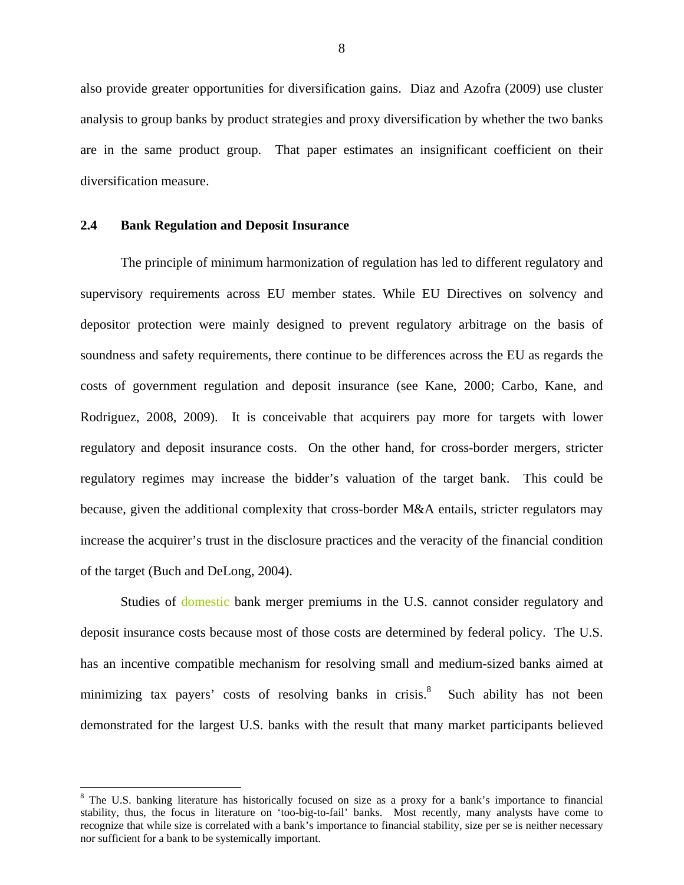also provide greater opportunities for diversification gains. Diaz and Azofra (2009) use cluster analysis to group banks by product strategies and proxy diversification by whether the two banks are in the same product group. That paper estimates an insignificant coefficient on their diversification measure.

### 2.4 Bank Regulation and Deposit Insurance

The principle of minimum harmonization of regulation has led to different regulatory and supervisory requirements across EU member states. While EU Directives on solvency and depositor protection were mainly designed to prevent regulatory arbitrage on the basis of soundness and safety requirements, there continue to be differences across the EU as regards the costs of government regulation and deposit insurance (see Kane, 2000; Carbo, Kane, and Rodriguez, 2008, 2009). It is conceivable that acquirers pay more for targets with lower regulatory and deposit insurance costs. On the other hand, for cross-border mergers, stricter regulatory regimes may increase the bidder's valuation of the target bank. This could be because, given the additional complexity that cross-border M&A entails, stricter regulators may increase the acquirer's trust in the disclosure practices and the veracity of the financial condition of the target (Buch and DeLong, 2004).

Studies of domestic bank merger premiums in the U.S. cannot consider regulatory and deposit insurance costs because most of those costs are determined by federal policy. The U.S. has an incentive compatible mechanism for resolving small and medium-sized banks aimed at minimizing tax payers' costs of resolving banks in crisis.[8] Such ability has not been demonstrated for the largest U.S. banks with the result that many market participants believed

[8] The U.S. banking literature has historically focused on size as a proxy for a bank's importance to financial stability, thus, the focus in literature on 'too-big-to-fail' banks. Most recently, many analysts have come to recognize that while size is correlated with a bank's importance to financial stability, size per se is neither necessary nor sufficient for a bank to be systemically important.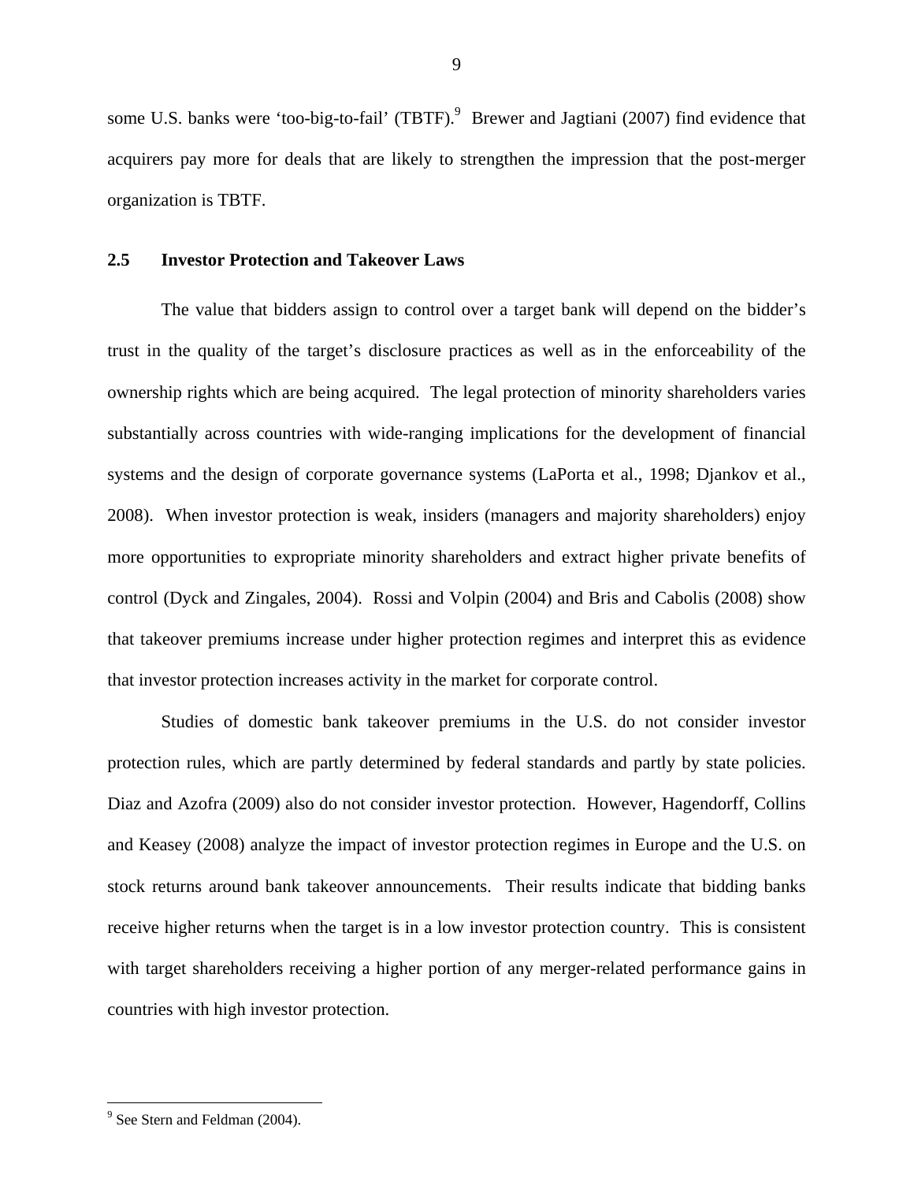some U.S. banks were 'too-big-to-fail' (TBTF).[9] Brewer and Jagtiani (2007) find evidence that acquirers pay more for deals that are likely to strengthen the impression that the post-merger organization is TBTF.

### 2.5 Investor Protection and Takeover Laws

The value that bidders assign to control over a target bank will depend on the bidder's trust in the quality of the target's disclosure practices as well as in the enforceability of the ownership rights which are being acquired. The legal protection of minority shareholders varies substantially across countries with wide-ranging implications for the development of financial systems and the design of corporate governance systems (LaPorta et al., 1998; Djankov et al., 2008). When investor protection is weak, insiders (managers and majority shareholders) enjoy more opportunities to expropriate minority shareholders and extract higher private benefits of control (Dyck and Zingales, 2004). Rossi and Volpin (2004) and Bris and Cabolis (2008) show that takeover premiums increase under higher protection regimes and interpret this as evidence that investor protection increases activity in the market for corporate control.

Studies of domestic bank takeover premiums in the U.S. do not consider investor protection rules, which are partly determined by federal standards and partly by state policies. Diaz and Azofra (2009) also do not consider investor protection. However, Hagendorff, Collins and Keasey (2008) analyze the impact of investor protection regimes in Europe and the U.S. on stock returns around bank takeover announcements. Their results indicate that bidding banks receive higher returns when the target is in a low investor protection country. This is consistent with target shareholders receiving a higher portion of any merger-related performance gains in countries with high investor protection.

[9] See Stern and Feldman (2004).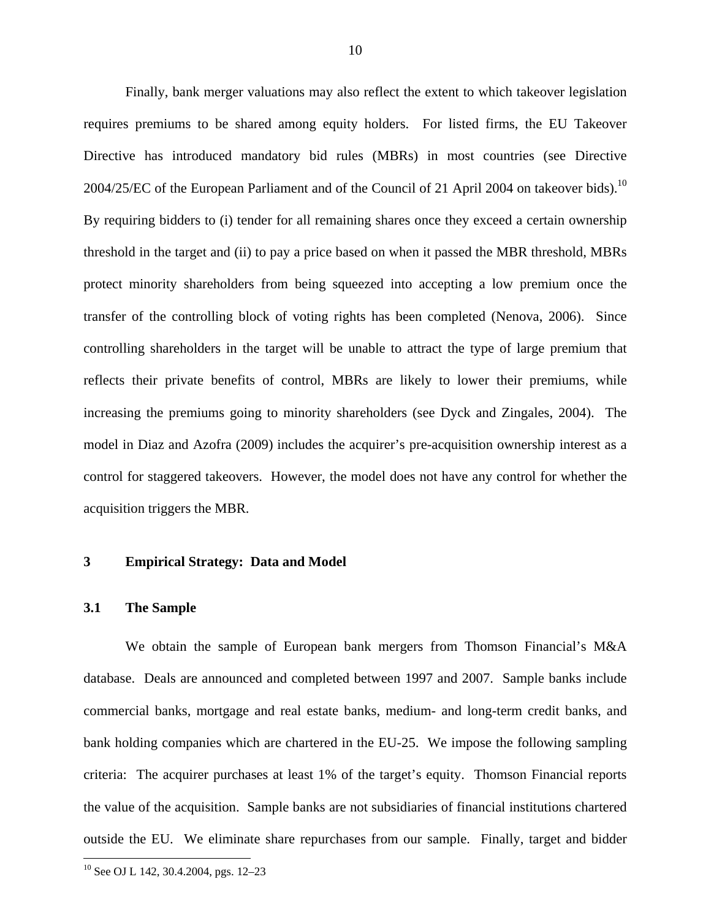Finally, bank merger valuations may also reflect the extent to which takeover legislation requires premiums to be shared among equity holders. For listed firms, the EU Takeover Directive has introduced mandatory bid rules (MBRs) in most countries (see Directive 2004/25/EC of the European Parliament and of the Council of 21 April 2004 on takeover bids).[10] By requiring bidders to (i) tender for all remaining shares once they exceed a certain ownership threshold in the target and (ii) to pay a price based on when it passed the MBR threshold, MBRs protect minority shareholders from being squeezed into accepting a low premium once the transfer of the controlling block of voting rights has been completed (Nenova, 2006). Since controlling shareholders in the target will be unable to attract the type of large premium that reflects their private benefits of control, MBRs are likely to lower their premiums, while increasing the premiums going to minority shareholders (see Dyck and Zingales, 2004). The model in Diaz and Azofra (2009) includes the acquirer's pre-acquisition ownership interest as a control for staggered takeovers. However, the model does not have any control for whether the acquisition triggers the MBR.

## 3 Empirical Strategy: Data and Model

### 3.1 The Sample

We obtain the sample of European bank mergers from Thomson Financial's M&A database. Deals are announced and completed between 1997 and 2007. Sample banks include commercial banks, mortgage and real estate banks, medium- and long-term credit banks, and bank holding companies which are chartered in the EU-25. We impose the following sampling criteria: The acquirer purchases at least 1% of the target's equity. Thomson Financial reports the value of the acquisition. Sample banks are not subsidiaries of financial institutions chartered outside the EU. We eliminate share repurchases from our sample. Finally, target and bidder

[10] See OJ L 142, 30.4.2004, pgs. 12–23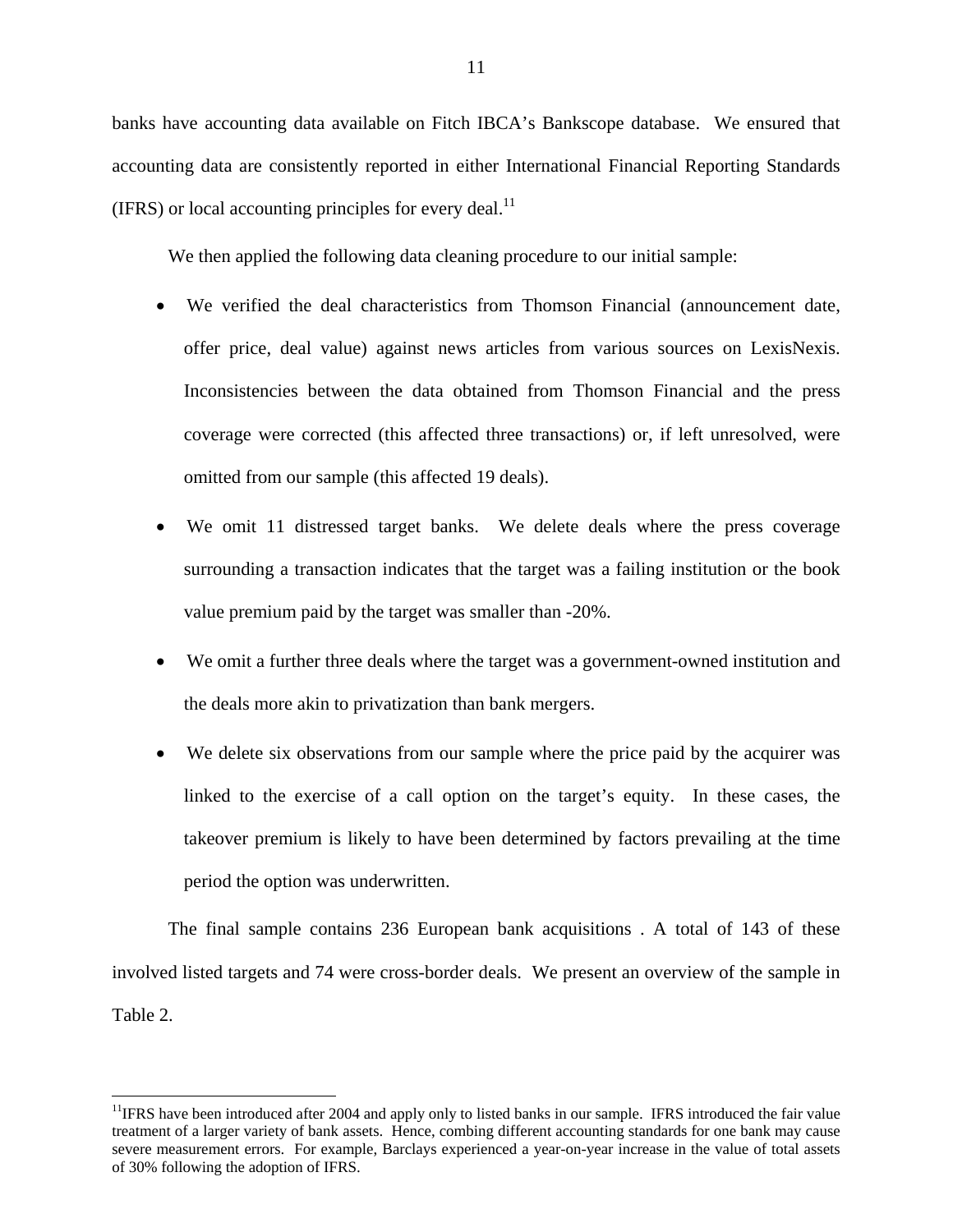banks have accounting data available on Fitch IBCA's Bankscope database. We ensured that accounting data are consistently reported in either International Financial Reporting Standards (IFRS) or local accounting principles for every deal.[11]

We then applied the following data cleaning procedure to our initial sample:

- We verified the deal characteristics from Thomson Financial (announcement date, offer price, deal value) against news articles from various sources on LexisNexis. Inconsistencies between the data obtained from Thomson Financial and the press coverage were corrected (this affected three transactions) or, if left unresolved, were omitted from our sample (this affected 19 deals).
- We omit 11 distressed target banks. We delete deals where the press coverage surrounding a transaction indicates that the target was a failing institution or the book value premium paid by the target was smaller than -20%.
- We omit a further three deals where the target was a government-owned institution and the deals more akin to privatization than bank mergers.
- We delete six observations from our sample where the price paid by the acquirer was linked to the exercise of a call option on the target's equity. In these cases, the takeover premium is likely to have been determined by factors prevailing at the time period the option was underwritten.

The final sample contains 236 European bank acquisitions . A total of 143 of these involved listed targets and 74 were cross-border deals. We present an overview of the sample in Table 2.

[11]IFRS have been introduced after 2004 and apply only to listed banks in our sample. IFRS introduced the fair value treatment of a larger variety of bank assets. Hence, combing different accounting standards for one bank may cause severe measurement errors. For example, Barclays experienced a year-on-year increase in the value of total assets of 30% following the adoption of IFRS.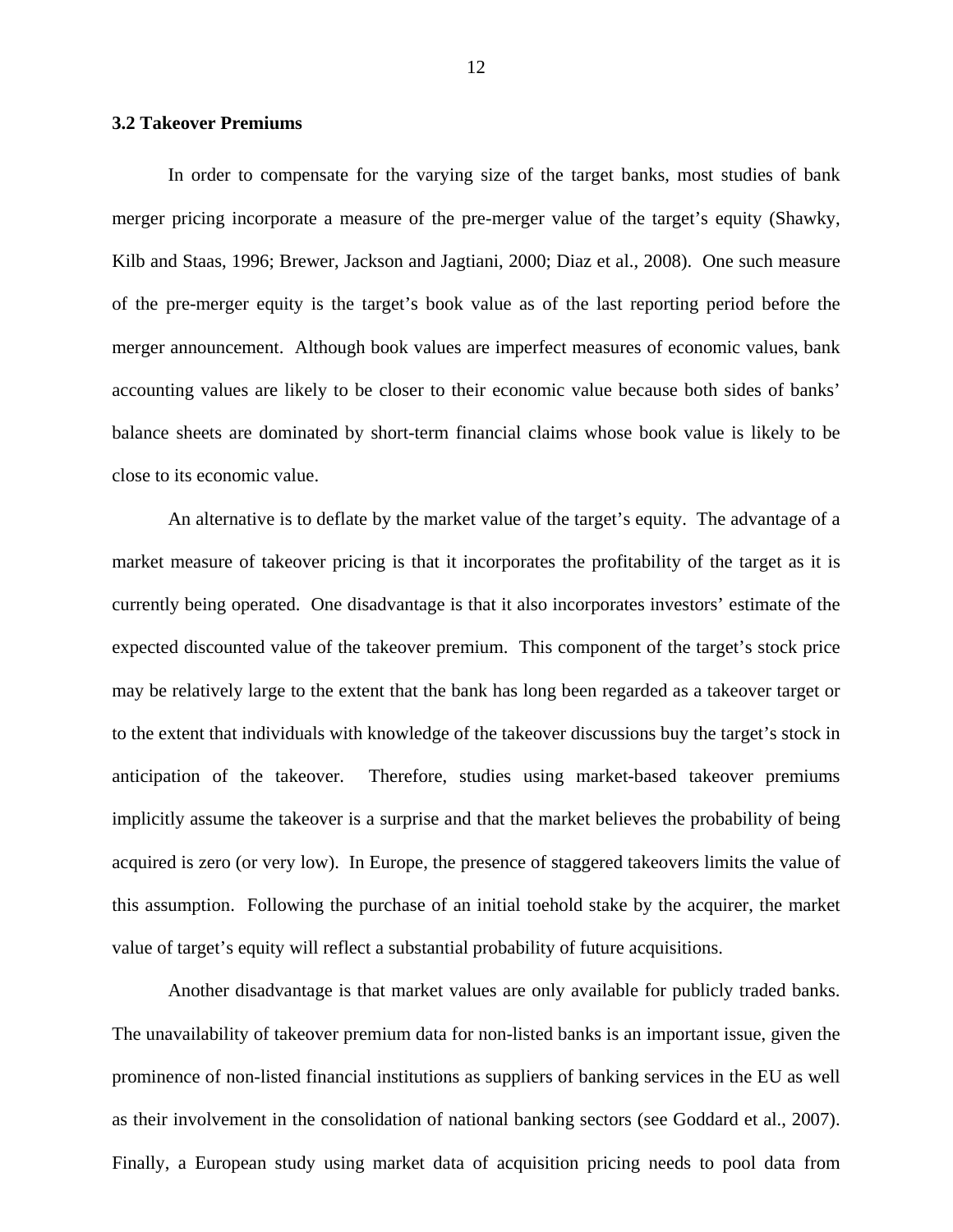### 3.2 Takeover Premiums

In order to compensate for the varying size of the target banks, most studies of bank merger pricing incorporate a measure of the pre-merger value of the target's equity (Shawky, Kilb and Staas, 1996; Brewer, Jackson and Jagtiani, 2000; Diaz et al., 2008). One such measure of the pre-merger equity is the target's book value as of the last reporting period before the merger announcement. Although book values are imperfect measures of economic values, bank accounting values are likely to be closer to their economic value because both sides of banks' balance sheets are dominated by short-term financial claims whose book value is likely to be close to its economic value.

An alternative is to deflate by the market value of the target's equity. The advantage of a market measure of takeover pricing is that it incorporates the profitability of the target as it is currently being operated. One disadvantage is that it also incorporates investors' estimate of the expected discounted value of the takeover premium. This component of the target's stock price may be relatively large to the extent that the bank has long been regarded as a takeover target or to the extent that individuals with knowledge of the takeover discussions buy the target's stock in anticipation of the takeover. Therefore, studies using market-based takeover premiums implicitly assume the takeover is a surprise and that the market believes the probability of being acquired is zero (or very low). In Europe, the presence of staggered takeovers limits the value of this assumption. Following the purchase of an initial toehold stake by the acquirer, the market value of target's equity will reflect a substantial probability of future acquisitions.

Another disadvantage is that market values are only available for publicly traded banks. The unavailability of takeover premium data for non-listed banks is an important issue, given the prominence of non-listed financial institutions as suppliers of banking services in the EU as well as their involvement in the consolidation of national banking sectors (see Goddard et al., 2007). Finally, a European study using market data of acquisition pricing needs to pool data from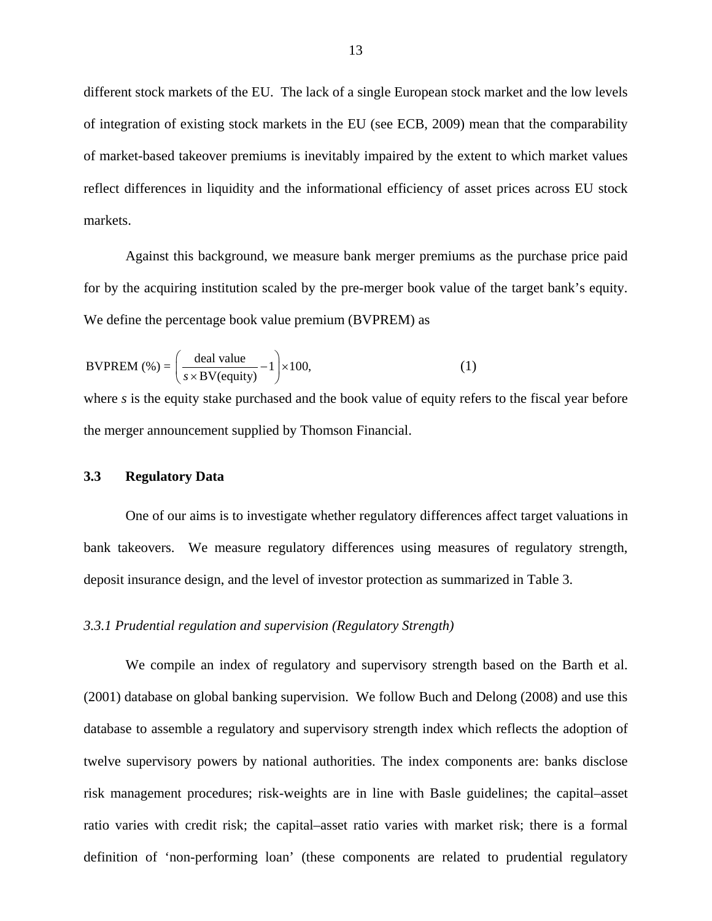different stock markets of the EU. The lack of a single European stock market and the low levels of integration of existing stock markets in the EU (see ECB, 2009) mean that the comparability of market-based takeover premiums is inevitably impaired by the extent to which market values reflect differences in liquidity and the informational efficiency of asset prices across EU stock markets.

Against this background, we measure bank merger premiums as the purchase price paid for by the acquiring institution scaled by the pre-merger book value of the target bank's equity. We define the percentage book value premium (BVPREM) as

$$\text{BVPREM (\%)} = \left( \frac{\text{deal value}}{s \times \text{BV(equity)}} - 1 \right) \times 100, \tag{1}$$

where $s$ is the equity stake purchased and the book value of equity refers to the fiscal year before the merger announcement supplied by Thomson Financial.

### 3.3 Regulatory Data

One of our aims is to investigate whether regulatory differences affect target valuations in bank takeovers. We measure regulatory differences using measures of regulatory strength, deposit insurance design, and the level of investor protection as summarized in Table 3.

#### *3.3.1 Prudential regulation and supervision (Regulatory Strength)*

We compile an index of regulatory and supervisory strength based on the Barth et al. (2001) database on global banking supervision. We follow Buch and Delong (2008) and use this database to assemble a regulatory and supervisory strength index which reflects the adoption of twelve supervisory powers by national authorities. The index components are: banks disclose risk management procedures; risk-weights are in line with Basle guidelines; the capital–asset ratio varies with credit risk; the capital–asset ratio varies with market risk; there is a formal definition of 'non-performing loan' (these components are related to prudential regulatory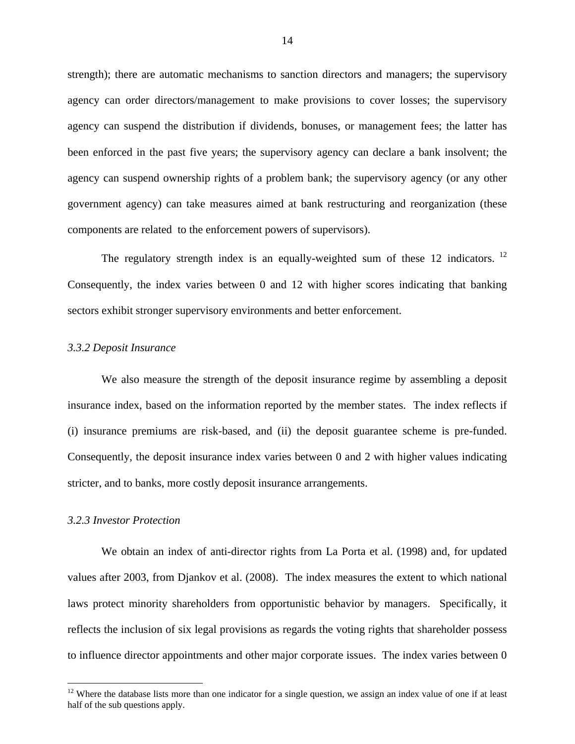strength); there are automatic mechanisms to sanction directors and managers; the supervisory agency can order directors/management to make provisions to cover losses; the supervisory agency can suspend the distribution if dividends, bonuses, or management fees; the latter has been enforced in the past five years; the supervisory agency can declare a bank insolvent; the agency can suspend ownership rights of a problem bank; the supervisory agency (or any other government agency) can take measures aimed at bank restructuring and reorganization (these components are related to the enforcement powers of supervisors).

The regulatory strength index is an equally-weighted sum of these 12 indicators. [12] Consequently, the index varies between 0 and 12 with higher scores indicating that banking sectors exhibit stronger supervisory environments and better enforcement.

*3.3.2 Deposit Insurance*

We also measure the strength of the deposit insurance regime by assembling a deposit insurance index, based on the information reported by the member states. The index reflects if (i) insurance premiums are risk-based, and (ii) the deposit guarantee scheme is pre-funded. Consequently, the deposit insurance index varies between 0 and 2 with higher values indicating stricter, and to banks, more costly deposit insurance arrangements.

*3.2.3 Investor Protection*

We obtain an index of anti-director rights from La Porta et al. (1998) and, for updated values after 2003, from Djankov et al. (2008). The index measures the extent to which national laws protect minority shareholders from opportunistic behavior by managers. Specifically, it reflects the inclusion of six legal provisions as regards the voting rights that shareholder possess to influence director appointments and other major corporate issues. The index varies between 0

[12] Where the database lists more than one indicator for a single question, we assign an index value of one if at least half of the sub questions apply.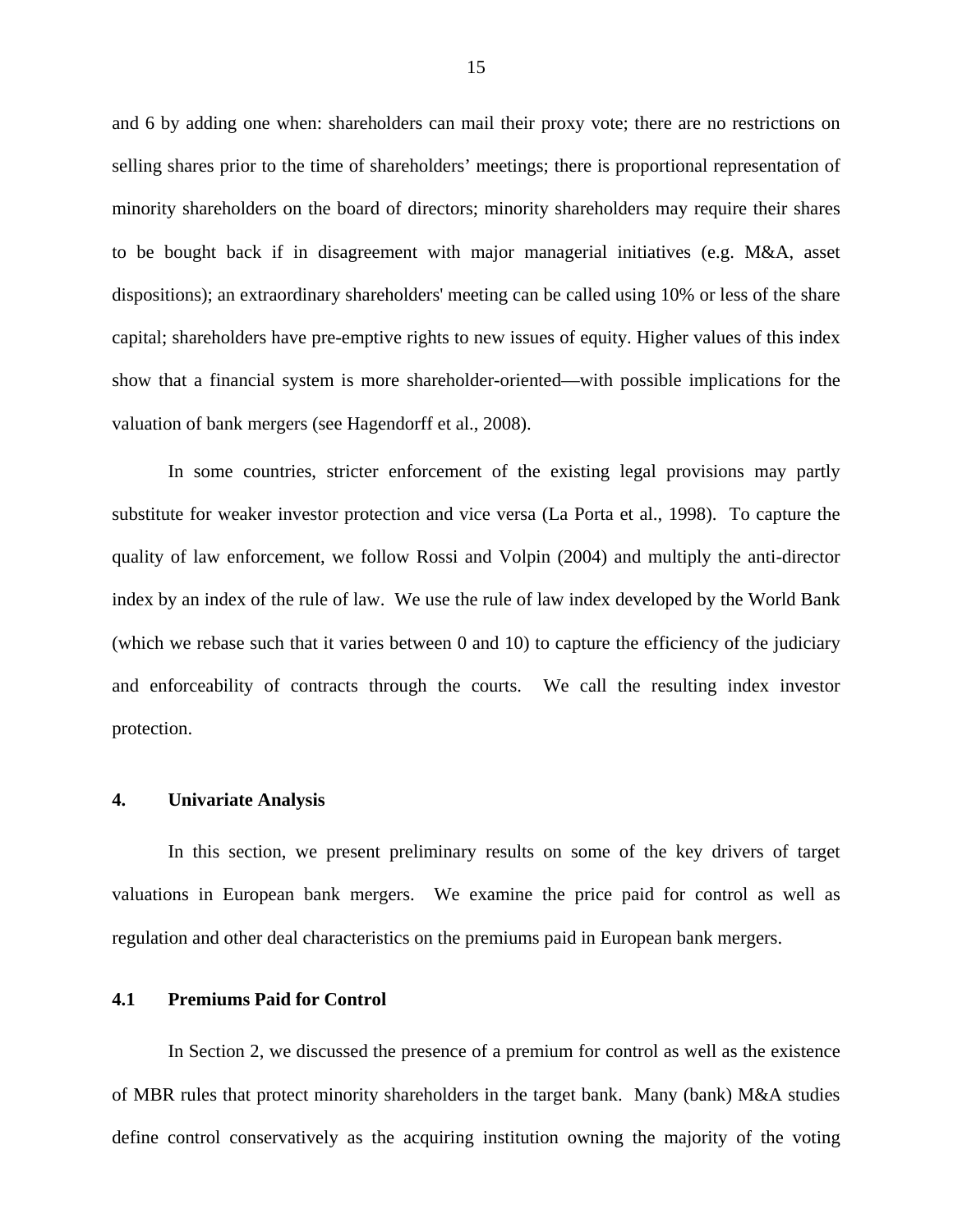and 6 by adding one when: shareholders can mail their proxy vote; there are no restrictions on selling shares prior to the time of shareholders' meetings; there is proportional representation of minority shareholders on the board of directors; minority shareholders may require their shares to be bought back if in disagreement with major managerial initiatives (e.g. M&A, asset dispositions); an extraordinary shareholders' meeting can be called using 10% or less of the share capital; shareholders have pre-emptive rights to new issues of equity. Higher values of this index show that a financial system is more shareholder-oriented—with possible implications for the valuation of bank mergers (see Hagendorff et al., 2008).

In some countries, stricter enforcement of the existing legal provisions may partly substitute for weaker investor protection and vice versa (La Porta et al., 1998). To capture the quality of law enforcement, we follow Rossi and Volpin (2004) and multiply the anti-director index by an index of the rule of law. We use the rule of law index developed by the World Bank (which we rebase such that it varies between 0 and 10) to capture the efficiency of the judiciary and enforceability of contracts through the courts. We call the resulting index investor protection.

## 4. Univariate Analysis

In this section, we present preliminary results on some of the key drivers of target valuations in European bank mergers. We examine the price paid for control as well as regulation and other deal characteristics on the premiums paid in European bank mergers.

### 4.1 Premiums Paid for Control

In Section 2, we discussed the presence of a premium for control as well as the existence of MBR rules that protect minority shareholders in the target bank. Many (bank) M&A studies define control conservatively as the acquiring institution owning the majority of the voting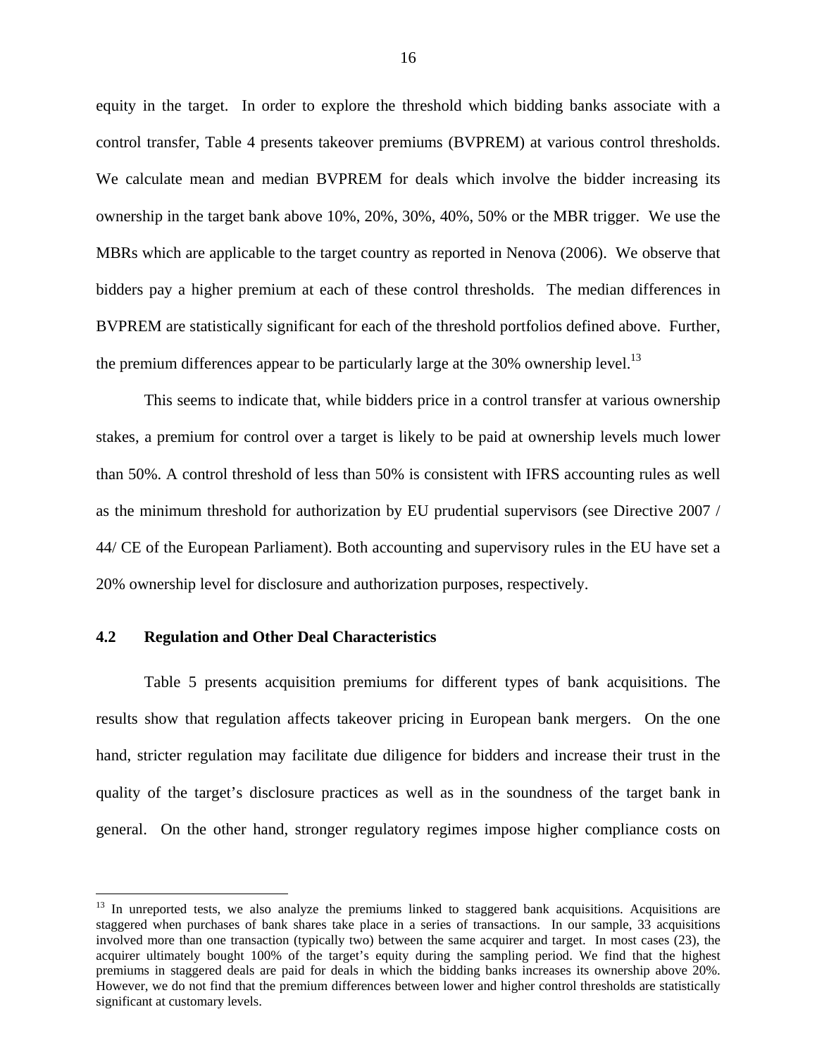equity in the target. In order to explore the threshold which bidding banks associate with a control transfer, Table 4 presents takeover premiums (BVPREM) at various control thresholds. We calculate mean and median BVPREM for deals which involve the bidder increasing its ownership in the target bank above 10%, 20%, 30%, 40%, 50% or the MBR trigger. We use the MBRs which are applicable to the target country as reported in Nenova (2006). We observe that bidders pay a higher premium at each of these control thresholds. The median differences in BVPREM are statistically significant for each of the threshold portfolios defined above. Further, the premium differences appear to be particularly large at the 30% ownership level.[13]

This seems to indicate that, while bidders price in a control transfer at various ownership stakes, a premium for control over a target is likely to be paid at ownership levels much lower than 50%. A control threshold of less than 50% is consistent with IFRS accounting rules as well as the minimum threshold for authorization by EU prudential supervisors (see Directive 2007 / 44/ CE of the European Parliament). Both accounting and supervisory rules in the EU have set a 20% ownership level for disclosure and authorization purposes, respectively.

### 4.2 Regulation and Other Deal Characteristics

Table 5 presents acquisition premiums for different types of bank acquisitions. The results show that regulation affects takeover pricing in European bank mergers. On the one hand, stricter regulation may facilitate due diligence for bidders and increase their trust in the quality of the target's disclosure practices as well as in the soundness of the target bank in general. On the other hand, stronger regulatory regimes impose higher compliance costs on

---

[13] In unreported tests, we also analyze the premiums linked to staggered bank acquisitions. Acquisitions are staggered when purchases of bank shares take place in a series of transactions. In our sample, 33 acquisitions involved more than one transaction (typically two) between the same acquirer and target. In most cases (23), the acquirer ultimately bought 100% of the target's equity during the sampling period. We find that the highest premiums in staggered deals are paid for deals in which the bidding banks increases its ownership above 20%. However, we do not find that the premium differences between lower and higher control thresholds are statistically significant at customary levels.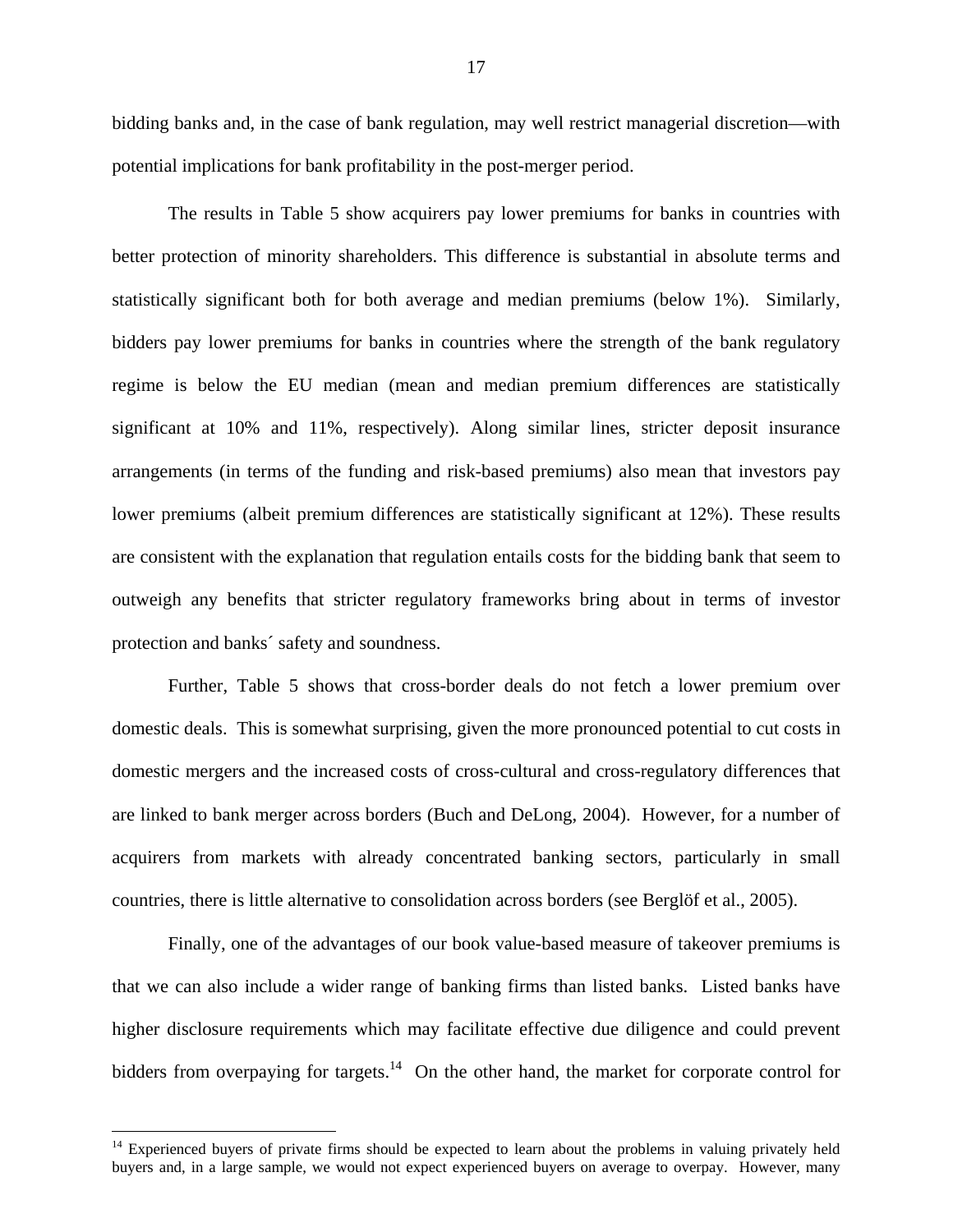bidding banks and, in the case of bank regulation, may well restrict managerial discretion—with potential implications for bank profitability in the post-merger period.

The results in Table 5 show acquirers pay lower premiums for banks in countries with better protection of minority shareholders. This difference is substantial in absolute terms and statistically significant both for both average and median premiums (below 1%). Similarly, bidders pay lower premiums for banks in countries where the strength of the bank regulatory regime is below the EU median (mean and median premium differences are statistically significant at 10% and 11%, respectively). Along similar lines, stricter deposit insurance arrangements (in terms of the funding and risk-based premiums) also mean that investors pay lower premiums (albeit premium differences are statistically significant at 12%). These results are consistent with the explanation that regulation entails costs for the bidding bank that seem to outweigh any benefits that stricter regulatory frameworks bring about in terms of investor protection and banks´ safety and soundness.

Further, Table 5 shows that cross-border deals do not fetch a lower premium over domestic deals. This is somewhat surprising, given the more pronounced potential to cut costs in domestic mergers and the increased costs of cross-cultural and cross-regulatory differences that are linked to bank merger across borders (Buch and DeLong, 2004). However, for a number of acquirers from markets with already concentrated banking sectors, particularly in small countries, there is little alternative to consolidation across borders (see Berglöf et al., 2005).

Finally, one of the advantages of our book value-based measure of takeover premiums is that we can also include a wider range of banking firms than listed banks. Listed banks have higher disclosure requirements which may facilitate effective due diligence and could prevent bidders from overpaying for targets.[14] On the other hand, the market for corporate control for

[14] Experienced buyers of private firms should be expected to learn about the problems in valuing privately held buyers and, in a large sample, we would not expect experienced buyers on average to overpay. However, many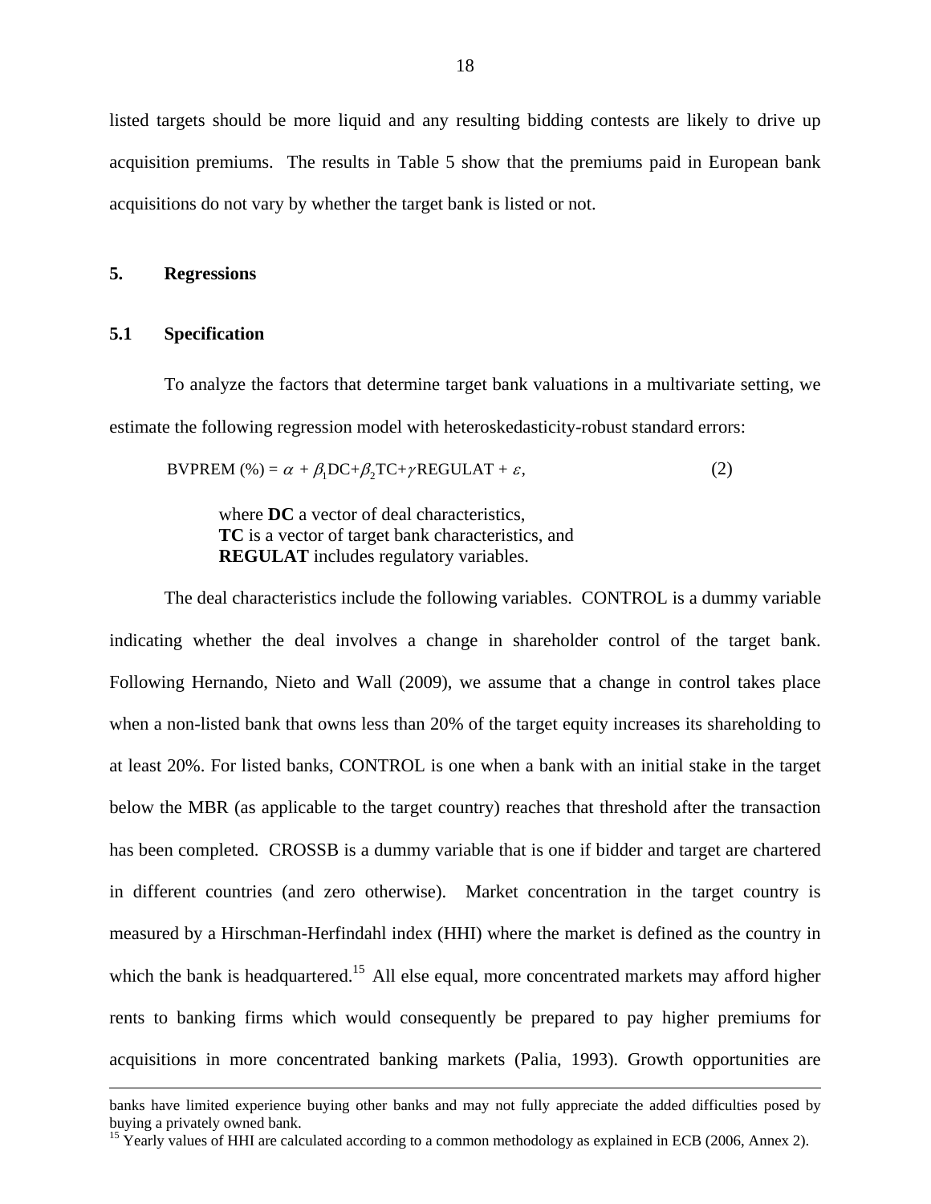listed targets should be more liquid and any resulting bidding contests are likely to drive up acquisition premiums. The results in Table 5 show that the premiums paid in European bank acquisitions do not vary by whether the target bank is listed or not.

## 5. Regressions

### 5.1 Specification

To analyze the factors that determine target bank valuations in a multivariate setting, we estimate the following regression model with heteroskedasticity-robust standard errors:

$$\text{BVPREM (\%)} = \alpha + \beta_1\text{DC} + \beta_2\text{TC} + \gamma\text{REGULAT} + \varepsilon, \quad (2)$$

where **DC** a vector of deal characteristics,
**TC** is a vector of target bank characteristics, and
**REGULAT** includes regulatory variables.

The deal characteristics include the following variables. CONTROL is a dummy variable indicating whether the deal involves a change in shareholder control of the target bank. Following Hernando, Nieto and Wall (2009), we assume that a change in control takes place when a non-listed bank that owns less than 20% of the target equity increases its shareholding to at least 20%. For listed banks, CONTROL is one when a bank with an initial stake in the target below the MBR (as applicable to the target country) reaches that threshold after the transaction has been completed. CROSSB is a dummy variable that is one if bidder and target are chartered in different countries (and zero otherwise). Market concentration in the target country is measured by a Hirschman-Herfindahl index (HHI) where the market is defined as the country in which the bank is headquartered.[15] All else equal, more concentrated markets may afford higher rents to banking firms which would consequently be prepared to pay higher premiums for acquisitions in more concentrated banking markets (Palia, 1993). Growth opportunities are

---

banks have limited experience buying other banks and may not fully appreciate the added difficulties posed by buying a privately owned bank.

[15] Yearly values of HHI are calculated according to a common methodology as explained in ECB (2006, Annex 2).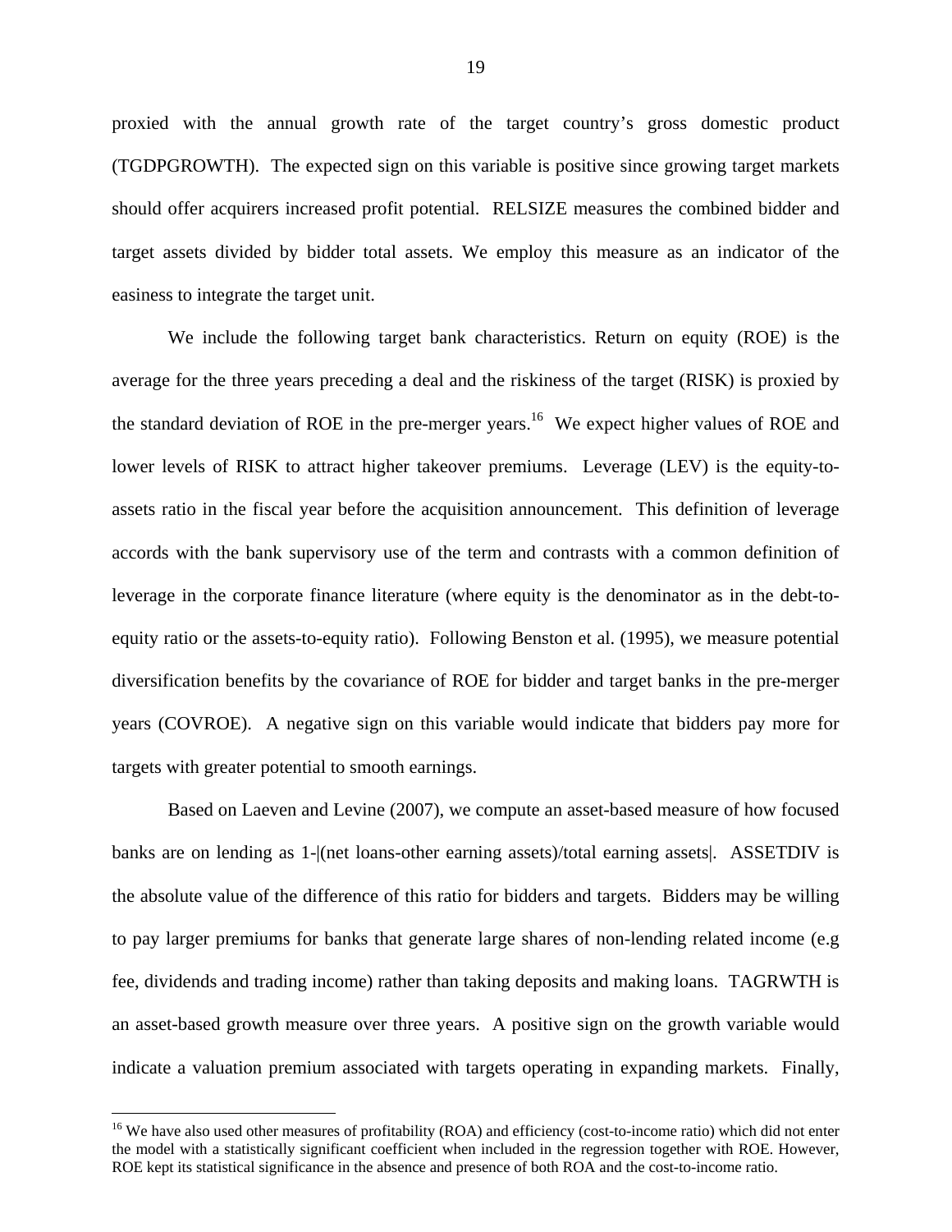proxied with the annual growth rate of the target country's gross domestic product (TGDPGROWTH). The expected sign on this variable is positive since growing target markets should offer acquirers increased profit potential. RELSIZE measures the combined bidder and target assets divided by bidder total assets. We employ this measure as an indicator of the easiness to integrate the target unit.

We include the following target bank characteristics. Return on equity (ROE) is the average for the three years preceding a deal and the riskiness of the target (RISK) is proxied by the standard deviation of ROE in the pre-merger years.[16] We expect higher values of ROE and lower levels of RISK to attract higher takeover premiums. Leverage (LEV) is the equity-to-assets ratio in the fiscal year before the acquisition announcement. This definition of leverage accords with the bank supervisory use of the term and contrasts with a common definition of leverage in the corporate finance literature (where equity is the denominator as in the debt-to-equity ratio or the assets-to-equity ratio). Following Benston et al. (1995), we measure potential diversification benefits by the covariance of ROE for bidder and target banks in the pre-merger years (COVROE). A negative sign on this variable would indicate that bidders pay more for targets with greater potential to smooth earnings.

Based on Laeven and Levine (2007), we compute an asset-based measure of how focused banks are on lending as 1-|(net loans-other earning assets)/total earning assets|. ASSETDIV is the absolute value of the difference of this ratio for bidders and targets. Bidders may be willing to pay larger premiums for banks that generate large shares of non-lending related income (e.g fee, dividends and trading income) rather than taking deposits and making loans. TAGRWTH is an asset-based growth measure over three years. A positive sign on the growth variable would indicate a valuation premium associated with targets operating in expanding markets. Finally,

---

[16] We have also used other measures of profitability (ROA) and efficiency (cost-to-income ratio) which did not enter the model with a statistically significant coefficient when included in the regression together with ROE. However, ROE kept its statistical significance in the absence and presence of both ROA and the cost-to-income ratio.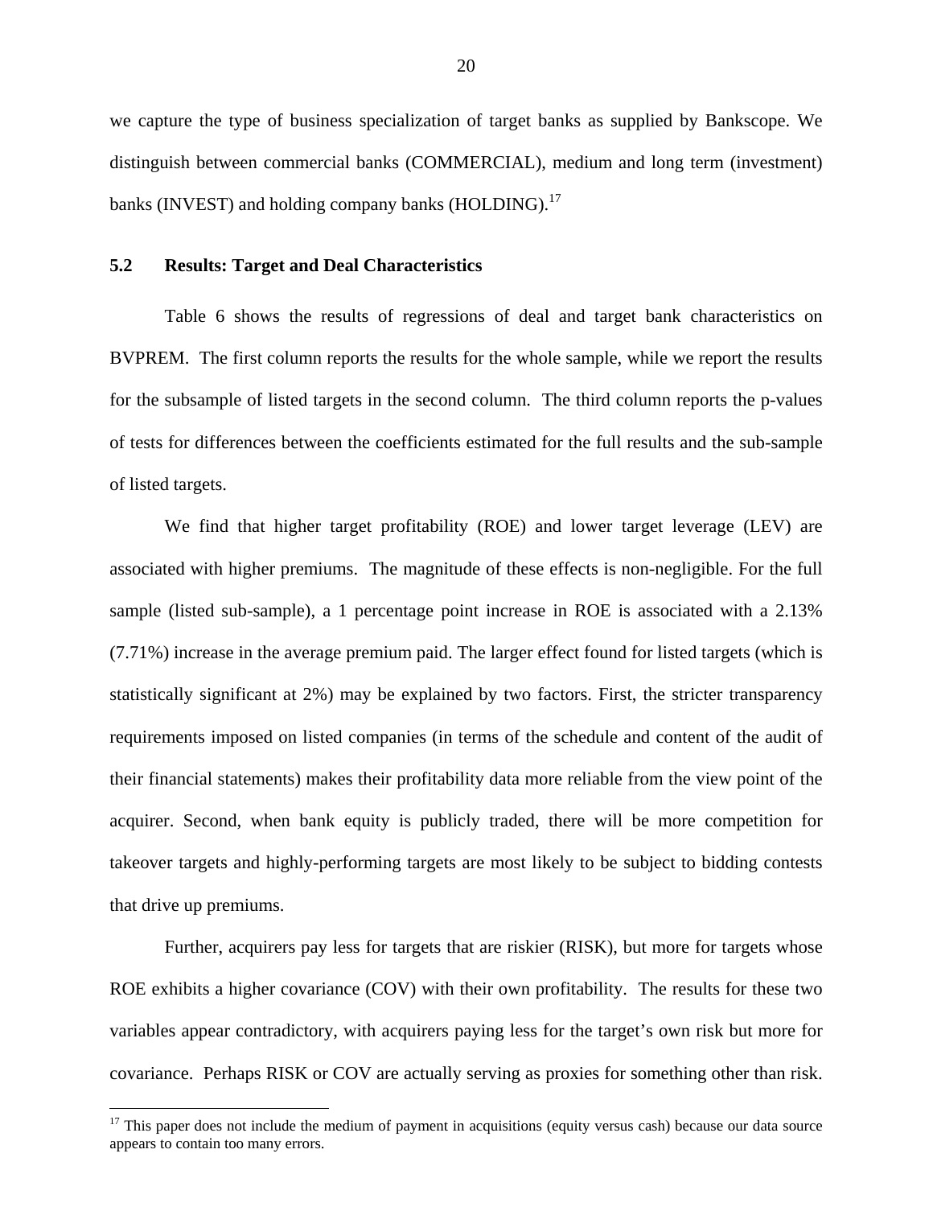we capture the type of business specialization of target banks as supplied by Bankscope. We distinguish between commercial banks (COMMERCIAL), medium and long term (investment) banks (INVEST) and holding company banks (HOLDING).[17]

### 5.2 Results: Target and Deal Characteristics

Table 6 shows the results of regressions of deal and target bank characteristics on BVPREM. The first column reports the results for the whole sample, while we report the results for the subsample of listed targets in the second column. The third column reports the p-values of tests for differences between the coefficients estimated for the full results and the sub-sample of listed targets.

We find that higher target profitability (ROE) and lower target leverage (LEV) are associated with higher premiums. The magnitude of these effects is non-negligible. For the full sample (listed sub-sample), a 1 percentage point increase in ROE is associated with a 2.13% (7.71%) increase in the average premium paid. The larger effect found for listed targets (which is statistically significant at 2%) may be explained by two factors. First, the stricter transparency requirements imposed on listed companies (in terms of the schedule and content of the audit of their financial statements) makes their profitability data more reliable from the view point of the acquirer. Second, when bank equity is publicly traded, there will be more competition for takeover targets and highly-performing targets are most likely to be subject to bidding contests that drive up premiums.

Further, acquirers pay less for targets that are riskier (RISK), but more for targets whose ROE exhibits a higher covariance (COV) with their own profitability. The results for these two variables appear contradictory, with acquirers paying less for the target's own risk but more for covariance. Perhaps RISK or COV are actually serving as proxies for something other than risk.

[17] This paper does not include the medium of payment in acquisitions (equity versus cash) because our data source appears to contain too many errors.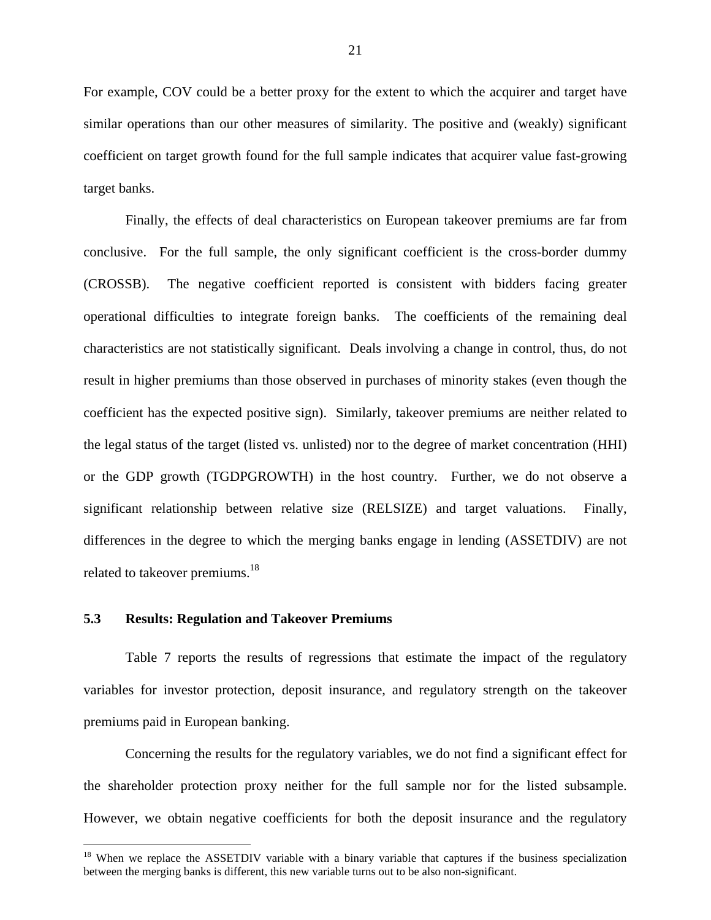For example, COV could be a better proxy for the extent to which the acquirer and target have similar operations than our other measures of similarity. The positive and (weakly) significant coefficient on target growth found for the full sample indicates that acquirer value fast-growing target banks.

Finally, the effects of deal characteristics on European takeover premiums are far from conclusive. For the full sample, the only significant coefficient is the cross-border dummy (CROSSB). The negative coefficient reported is consistent with bidders facing greater operational difficulties to integrate foreign banks. The coefficients of the remaining deal characteristics are not statistically significant. Deals involving a change in control, thus, do not result in higher premiums than those observed in purchases of minority stakes (even though the coefficient has the expected positive sign). Similarly, takeover premiums are neither related to the legal status of the target (listed vs. unlisted) nor to the degree of market concentration (HHI) or the GDP growth (TGDPGROWTH) in the host country. Further, we do not observe a significant relationship between relative size (RELSIZE) and target valuations. Finally, differences in the degree to which the merging banks engage in lending (ASSETDIV) are not related to takeover premiums.[18]

### 5.3 Results: Regulation and Takeover Premiums

Table 7 reports the results of regressions that estimate the impact of the regulatory variables for investor protection, deposit insurance, and regulatory strength on the takeover premiums paid in European banking.

Concerning the results for the regulatory variables, we do not find a significant effect for the shareholder protection proxy neither for the full sample nor for the listed subsample. However, we obtain negative coefficients for both the deposit insurance and the regulatory

[18] When we replace the ASSETDIV variable with a binary variable that captures if the business specialization between the merging banks is different, this new variable turns out to be also non-significant.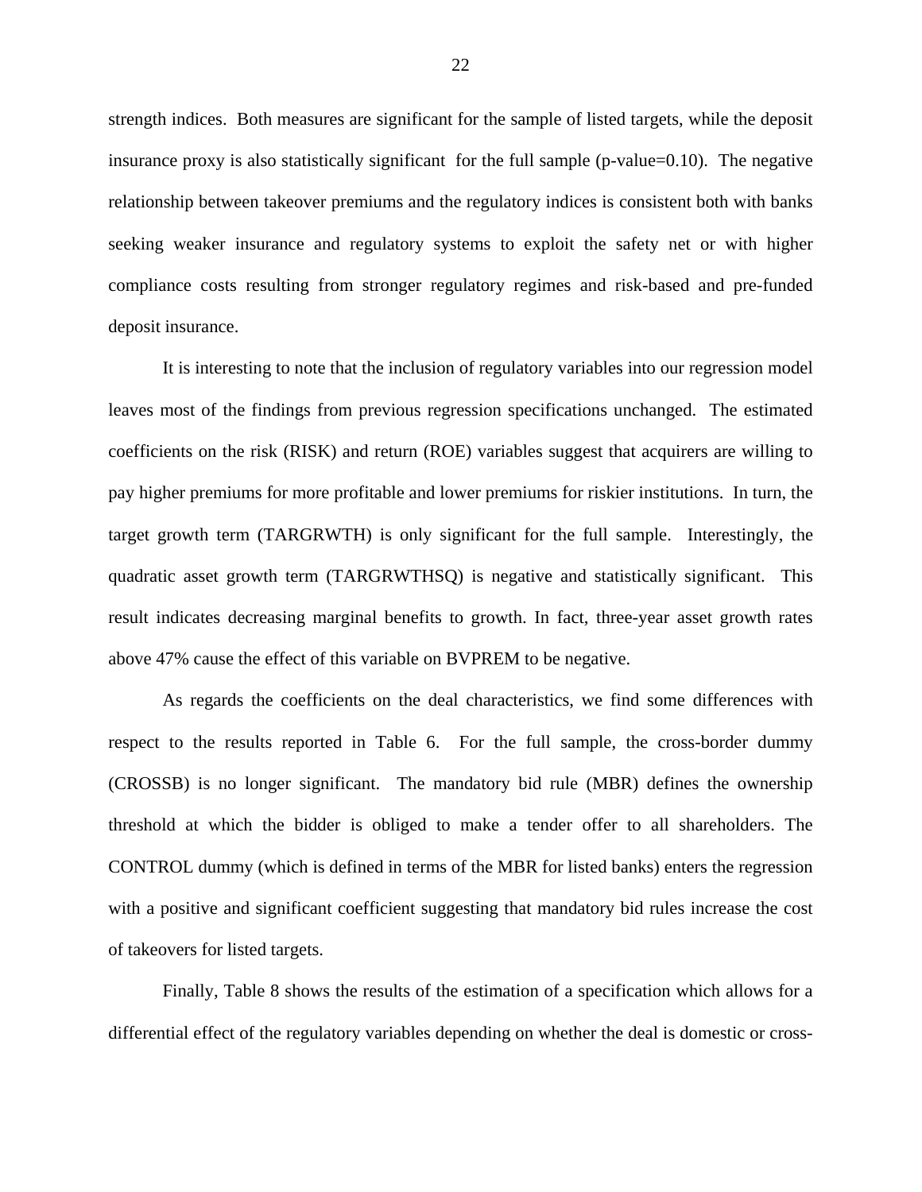strength indices. Both measures are significant for the sample of listed targets, while the deposit insurance proxy is also statistically significant for the full sample (p-value=0.10). The negative relationship between takeover premiums and the regulatory indices is consistent both with banks seeking weaker insurance and regulatory systems to exploit the safety net or with higher compliance costs resulting from stronger regulatory regimes and risk-based and pre-funded deposit insurance.

It is interesting to note that the inclusion of regulatory variables into our regression model leaves most of the findings from previous regression specifications unchanged. The estimated coefficients on the risk (RISK) and return (ROE) variables suggest that acquirers are willing to pay higher premiums for more profitable and lower premiums for riskier institutions. In turn, the target growth term (TARGRWTH) is only significant for the full sample. Interestingly, the quadratic asset growth term (TARGRWTHSQ) is negative and statistically significant. This result indicates decreasing marginal benefits to growth. In fact, three-year asset growth rates above 47% cause the effect of this variable on BVPREM to be negative.

As regards the coefficients on the deal characteristics, we find some differences with respect to the results reported in Table 6. For the full sample, the cross-border dummy (CROSSB) is no longer significant. The mandatory bid rule (MBR) defines the ownership threshold at which the bidder is obliged to make a tender offer to all shareholders. The CONTROL dummy (which is defined in terms of the MBR for listed banks) enters the regression with a positive and significant coefficient suggesting that mandatory bid rules increase the cost of takeovers for listed targets.

Finally, Table 8 shows the results of the estimation of a specification which allows for a differential effect of the regulatory variables depending on whether the deal is domestic or cross-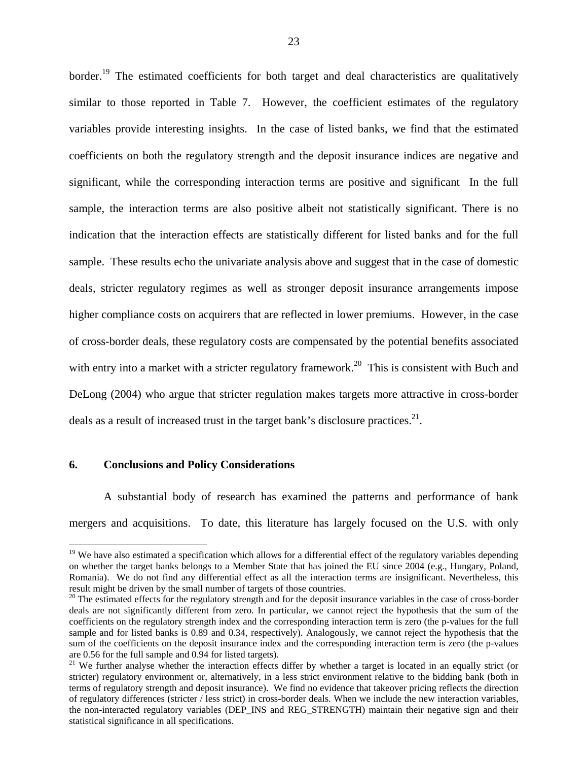border.[19] The estimated coefficients for both target and deal characteristics are qualitatively similar to those reported in Table 7. However, the coefficient estimates of the regulatory variables provide interesting insights. In the case of listed banks, we find that the estimated coefficients on both the regulatory strength and the deposit insurance indices are negative and significant, while the corresponding interaction terms are positive and significant In the full sample, the interaction terms are also positive albeit not statistically significant. There is no indication that the interaction effects are statistically different for listed banks and for the full sample. These results echo the univariate analysis above and suggest that in the case of domestic deals, stricter regulatory regimes as well as stronger deposit insurance arrangements impose higher compliance costs on acquirers that are reflected in lower premiums. However, in the case of cross-border deals, these regulatory costs are compensated by the potential benefits associated with entry into a market with a stricter regulatory framework.[20] This is consistent with Buch and DeLong (2004) who argue that stricter regulation makes targets more attractive in cross-border deals as a result of increased trust in the target bank's disclosure practices.[21].

## 6. Conclusions and Policy Considerations

A substantial body of research has examined the patterns and performance of bank mergers and acquisitions. To date, this literature has largely focused on the U.S. with only

[19] We have also estimated a specification which allows for a differential effect of the regulatory variables depending on whether the target banks belongs to a Member State that has joined the EU since 2004 (e.g., Hungary, Poland, Romania). We do not find any differential effect as all the interaction terms are insignificant. Nevertheless, this result might be driven by the small number of targets of those countries.

[20] The estimated effects for the regulatory strength and for the deposit insurance variables in the case of cross-border deals are not significantly different from zero. In particular, we cannot reject the hypothesis that the sum of the coefficients on the regulatory strength index and the corresponding interaction term is zero (the p-values for the full sample and for listed banks is 0.89 and 0.34, respectively). Analogously, we cannot reject the hypothesis that the sum of the coefficients on the deposit insurance index and the corresponding interaction term is zero (the p-values are 0.56 for the full sample and 0.94 for listed targets).

[21] We further analyse whether the interaction effects differ by whether a target is located in an equally strict (or stricter) regulatory environment or, alternatively, in a less strict environment relative to the bidding bank (both in terms of regulatory strength and deposit insurance). We find no evidence that takeover pricing reflects the direction of regulatory differences (stricter / less strict) in cross-border deals. When we include the new interaction variables, the non-interacted regulatory variables (DEP_INS and REG_STRENGTH) maintain their negative sign and their statistical significance in all specifications.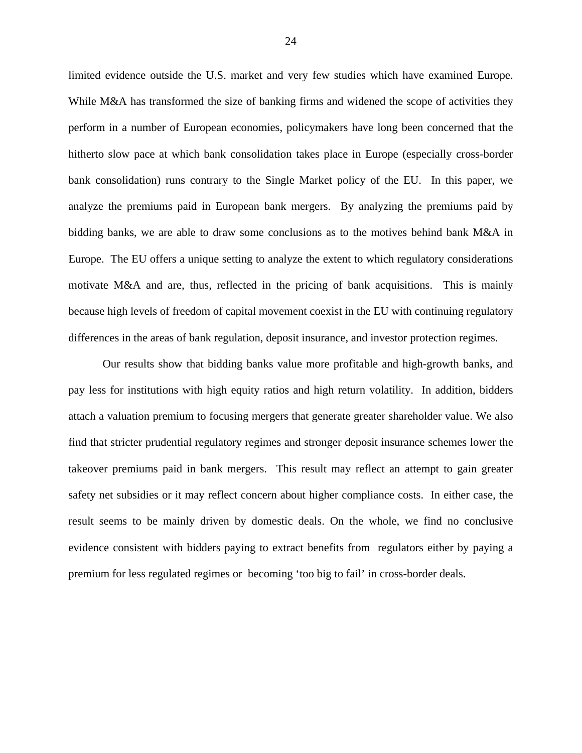limited evidence outside the U.S. market and very few studies which have examined Europe. While M&A has transformed the size of banking firms and widened the scope of activities they perform in a number of European economies, policymakers have long been concerned that the hitherto slow pace at which bank consolidation takes place in Europe (especially cross-border bank consolidation) runs contrary to the Single Market policy of the EU. In this paper, we analyze the premiums paid in European bank mergers. By analyzing the premiums paid by bidding banks, we are able to draw some conclusions as to the motives behind bank M&A in Europe. The EU offers a unique setting to analyze the extent to which regulatory considerations motivate M&A and are, thus, reflected in the pricing of bank acquisitions. This is mainly because high levels of freedom of capital movement coexist in the EU with continuing regulatory differences in the areas of bank regulation, deposit insurance, and investor protection regimes.

Our results show that bidding banks value more profitable and high-growth banks, and pay less for institutions with high equity ratios and high return volatility. In addition, bidders attach a valuation premium to focusing mergers that generate greater shareholder value. We also find that stricter prudential regulatory regimes and stronger deposit insurance schemes lower the takeover premiums paid in bank mergers. This result may reflect an attempt to gain greater safety net subsidies or it may reflect concern about higher compliance costs. In either case, the result seems to be mainly driven by domestic deals. On the whole, we find no conclusive evidence consistent with bidders paying to extract benefits from regulators either by paying a premium for less regulated regimes or becoming 'too big to fail' in cross-border deals.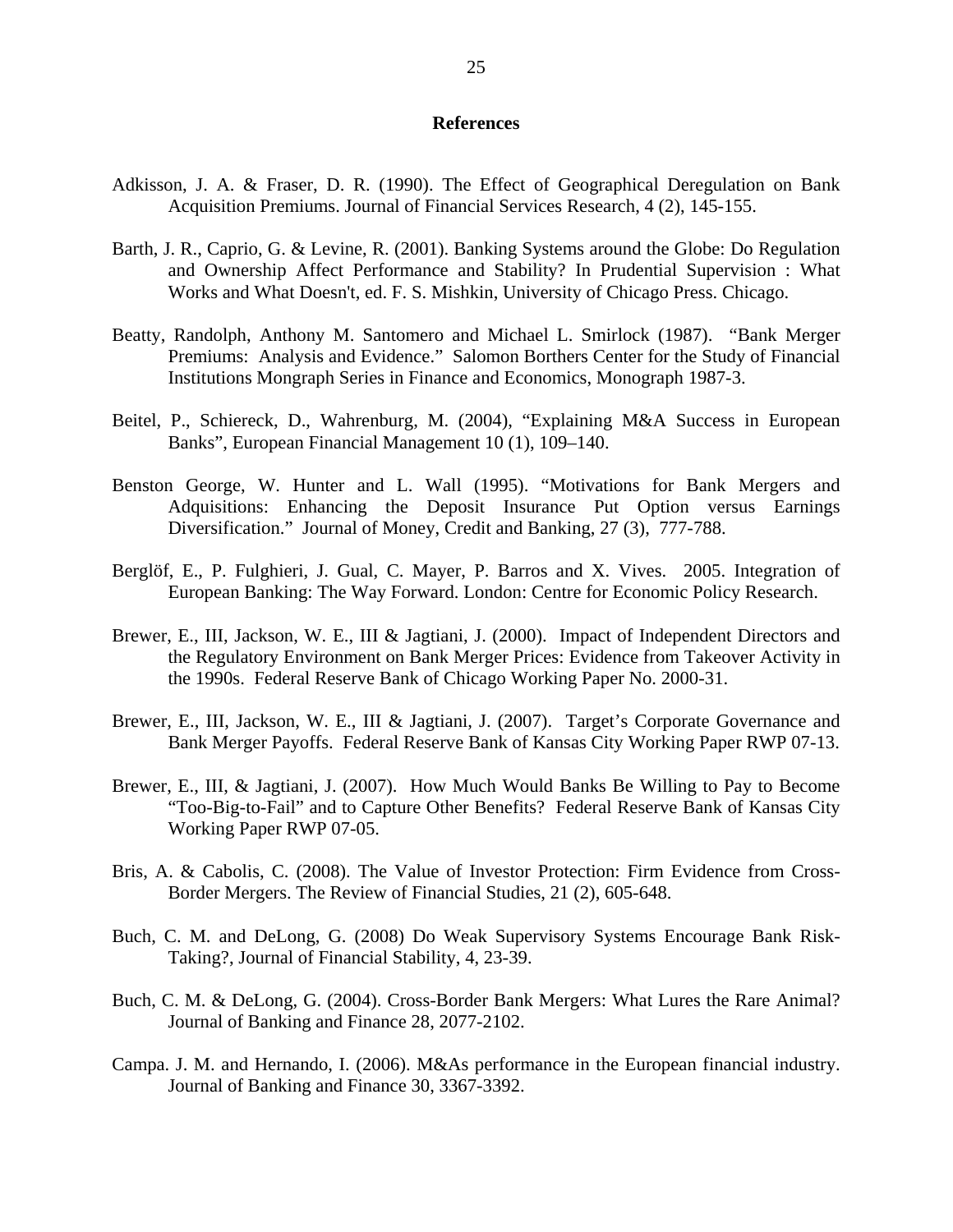## References

Adkisson, J. A. & Fraser, D. R. (1990). The Effect of Geographical Deregulation on Bank Acquisition Premiums. Journal of Financial Services Research, 4 (2), 145-155.

Barth, J. R., Caprio, G. & Levine, R. (2001). Banking Systems around the Globe: Do Regulation and Ownership Affect Performance and Stability? In Prudential Supervision : What Works and What Doesn't, ed. F. S. Mishkin, University of Chicago Press. Chicago.

Beatty, Randolph, Anthony M. Santomero and Michael L. Smirlock (1987). "Bank Merger Premiums: Analysis and Evidence." Salomon Borthers Center for the Study of Financial Institutions Mongraph Series in Finance and Economics, Monograph 1987-3.

Beitel, P., Schiereck, D., Wahrenburg, M. (2004), "Explaining M&A Success in European Banks", European Financial Management 10 (1), 109–140.

Benston George, W. Hunter and L. Wall (1995). "Motivations for Bank Mergers and Adquisitions: Enhancing the Deposit Insurance Put Option versus Earnings Diversification." Journal of Money, Credit and Banking, 27 (3), 777-788.

Berglöf, E., P. Fulghieri, J. Gual, C. Mayer, P. Barros and X. Vives. 2005. Integration of European Banking: The Way Forward. London: Centre for Economic Policy Research.

Brewer, E., III, Jackson, W. E., III & Jagtiani, J. (2000). Impact of Independent Directors and the Regulatory Environment on Bank Merger Prices: Evidence from Takeover Activity in the 1990s. Federal Reserve Bank of Chicago Working Paper No. 2000-31.

Brewer, E., III, Jackson, W. E., III & Jagtiani, J. (2007). Target's Corporate Governance and Bank Merger Payoffs. Federal Reserve Bank of Kansas City Working Paper RWP 07-13.

Brewer, E., III, & Jagtiani, J. (2007). How Much Would Banks Be Willing to Pay to Become "Too-Big-to-Fail" and to Capture Other Benefits? Federal Reserve Bank of Kansas City Working Paper RWP 07-05.

Bris, A. & Cabolis, C. (2008). The Value of Investor Protection: Firm Evidence from Cross-Border Mergers. The Review of Financial Studies, 21 (2), 605-648.

Buch, C. M. and DeLong, G. (2008) Do Weak Supervisory Systems Encourage Bank Risk-Taking?, Journal of Financial Stability, 4, 23-39.

Buch, C. M. & DeLong, G. (2004). Cross-Border Bank Mergers: What Lures the Rare Animal? Journal of Banking and Finance 28, 2077-2102.

Campa. J. M. and Hernando, I. (2006). M&As performance in the European financial industry. Journal of Banking and Finance 30, 3367-3392.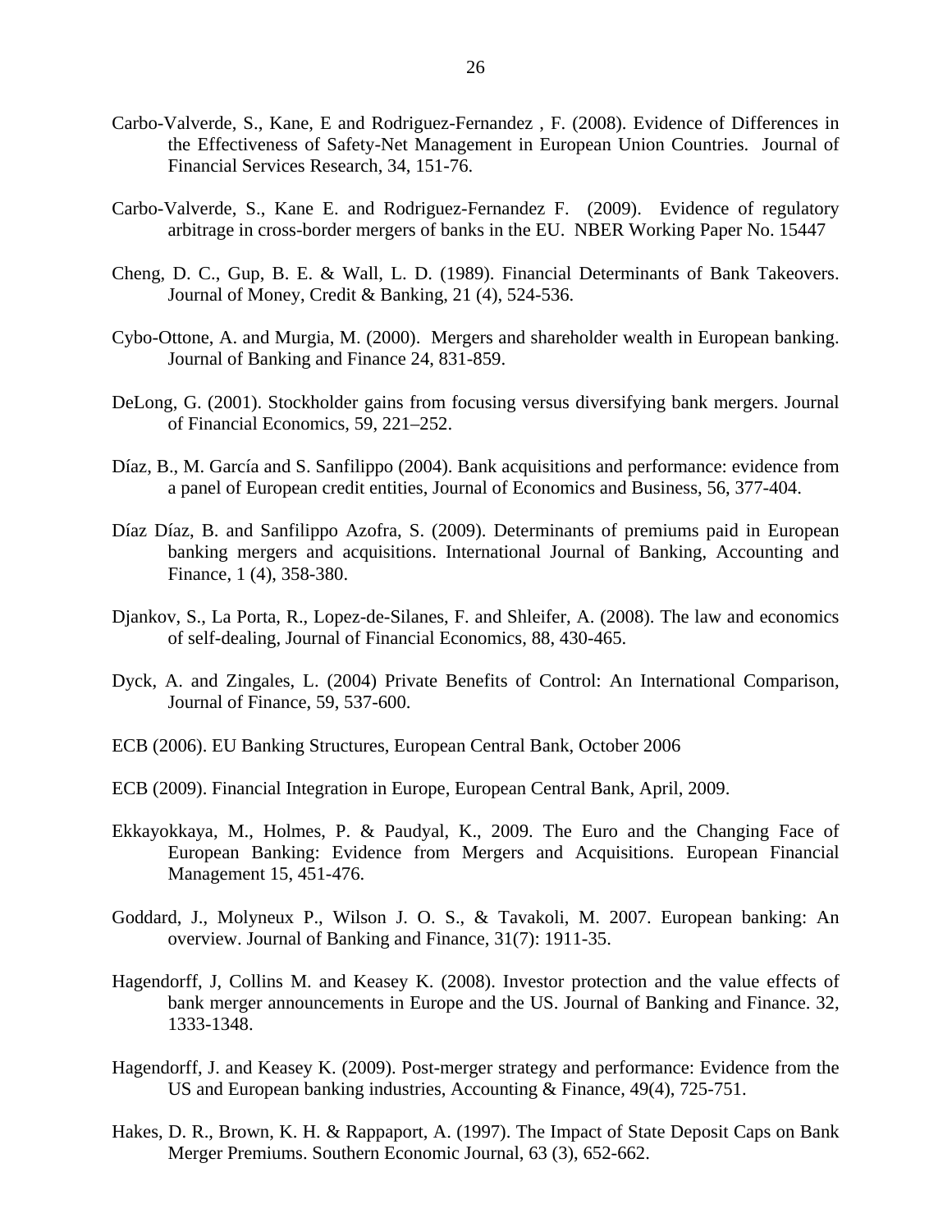Carbo-Valverde, S., Kane, E and Rodriguez-Fernandez , F. (2008). Evidence of Differences in the Effectiveness of Safety-Net Management in European Union Countries. Journal of Financial Services Research, 34, 151-76.

Carbo-Valverde, S., Kane E. and Rodriguez-Fernandez F. (2009). Evidence of regulatory arbitrage in cross-border mergers of banks in the EU. NBER Working Paper No. 15447

Cheng, D. C., Gup, B. E. & Wall, L. D. (1989). Financial Determinants of Bank Takeovers. Journal of Money, Credit & Banking, 21 (4), 524-536.

Cybo-Ottone, A. and Murgia, M. (2000). Mergers and shareholder wealth in European banking. Journal of Banking and Finance 24, 831-859.

DeLong, G. (2001). Stockholder gains from focusing versus diversifying bank mergers. Journal of Financial Economics, 59, 221–252.

Díaz, B., M. García and S. Sanfilippo (2004). Bank acquisitions and performance: evidence from a panel of European credit entities, Journal of Economics and Business, 56, 377-404.

Díaz Díaz, B. and Sanfilippo Azofra, S. (2009). Determinants of premiums paid in European banking mergers and acquisitions. International Journal of Banking, Accounting and Finance, 1 (4), 358-380.

Djankov, S., La Porta, R., Lopez-de-Silanes, F. and Shleifer, A. (2008). The law and economics of self-dealing, Journal of Financial Economics, 88, 430-465.

Dyck, A. and Zingales, L. (2004) Private Benefits of Control: An International Comparison, Journal of Finance, 59, 537-600.

ECB (2006). EU Banking Structures, European Central Bank, October 2006

ECB (2009). Financial Integration in Europe, European Central Bank, April, 2009.

Ekkayokkaya, M., Holmes, P. & Paudyal, K., 2009. The Euro and the Changing Face of European Banking: Evidence from Mergers and Acquisitions. European Financial Management 15, 451-476.

Goddard, J., Molyneux P., Wilson J. O. S., & Tavakoli, M. 2007. European banking: An overview. Journal of Banking and Finance, 31(7): 1911-35.

Hagendorff, J, Collins M. and Keasey K. (2008). Investor protection and the value effects of bank merger announcements in Europe and the US. Journal of Banking and Finance. 32, 1333-1348.

Hagendorff, J. and Keasey K. (2009). Post-merger strategy and performance: Evidence from the US and European banking industries, Accounting & Finance, 49(4), 725-751.

Hakes, D. R., Brown, K. H. & Rappaport, A. (1997). The Impact of State Deposit Caps on Bank Merger Premiums. Southern Economic Journal, 63 (3), 652-662.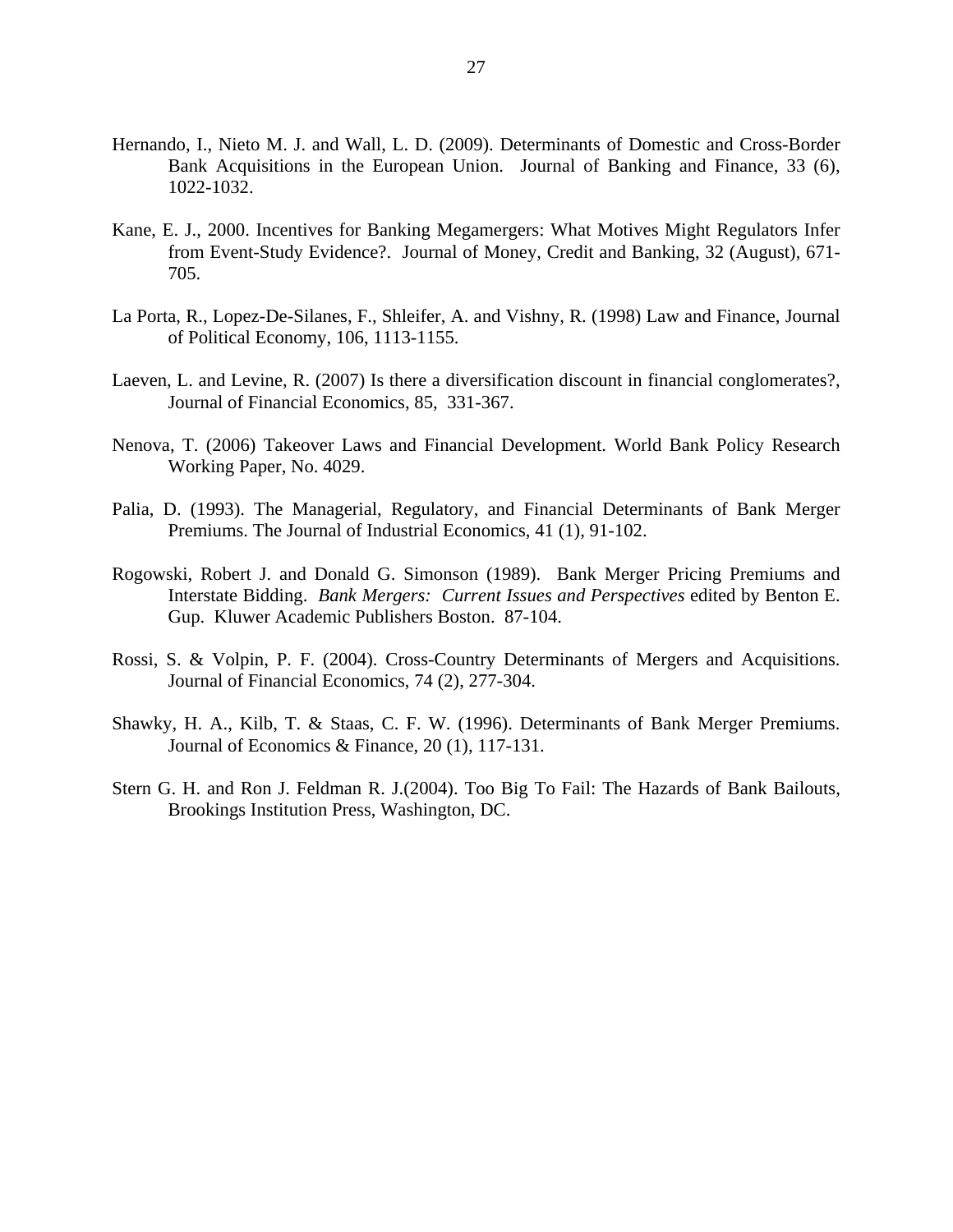Hernando, I., Nieto M. J. and Wall, L. D. (2009). Determinants of Domestic and Cross-Border Bank Acquisitions in the European Union. Journal of Banking and Finance, 33 (6), 1022-1032.

Kane, E. J., 2000. Incentives for Banking Megamergers: What Motives Might Regulators Infer from Event-Study Evidence?. Journal of Money, Credit and Banking, 32 (August), 671-705.

La Porta, R., Lopez-De-Silanes, F., Shleifer, A. and Vishny, R. (1998) Law and Finance, Journal of Political Economy, 106, 1113-1155.

Laeven, L. and Levine, R. (2007) Is there a diversification discount in financial conglomerates?, Journal of Financial Economics, 85, 331-367.

Nenova, T. (2006) Takeover Laws and Financial Development. World Bank Policy Research Working Paper, No. 4029.

Palia, D. (1993). The Managerial, Regulatory, and Financial Determinants of Bank Merger Premiums. The Journal of Industrial Economics, 41 (1), 91-102.

Rogowski, Robert J. and Donald G. Simonson (1989). Bank Merger Pricing Premiums and Interstate Bidding. *Bank Mergers: Current Issues and Perspectives* edited by Benton E. Gup. Kluwer Academic Publishers Boston. 87-104.

Rossi, S. & Volpin, P. F. (2004). Cross-Country Determinants of Mergers and Acquisitions. Journal of Financial Economics, 74 (2), 277-304.

Shawky, H. A., Kilb, T. & Staas, C. F. W. (1996). Determinants of Bank Merger Premiums. Journal of Economics & Finance, 20 (1), 117-131.

Stern G. H. and Ron J. Feldman R. J.(2004). Too Big To Fail: The Hazards of Bank Bailouts, Brookings Institution Press, Washington, DC.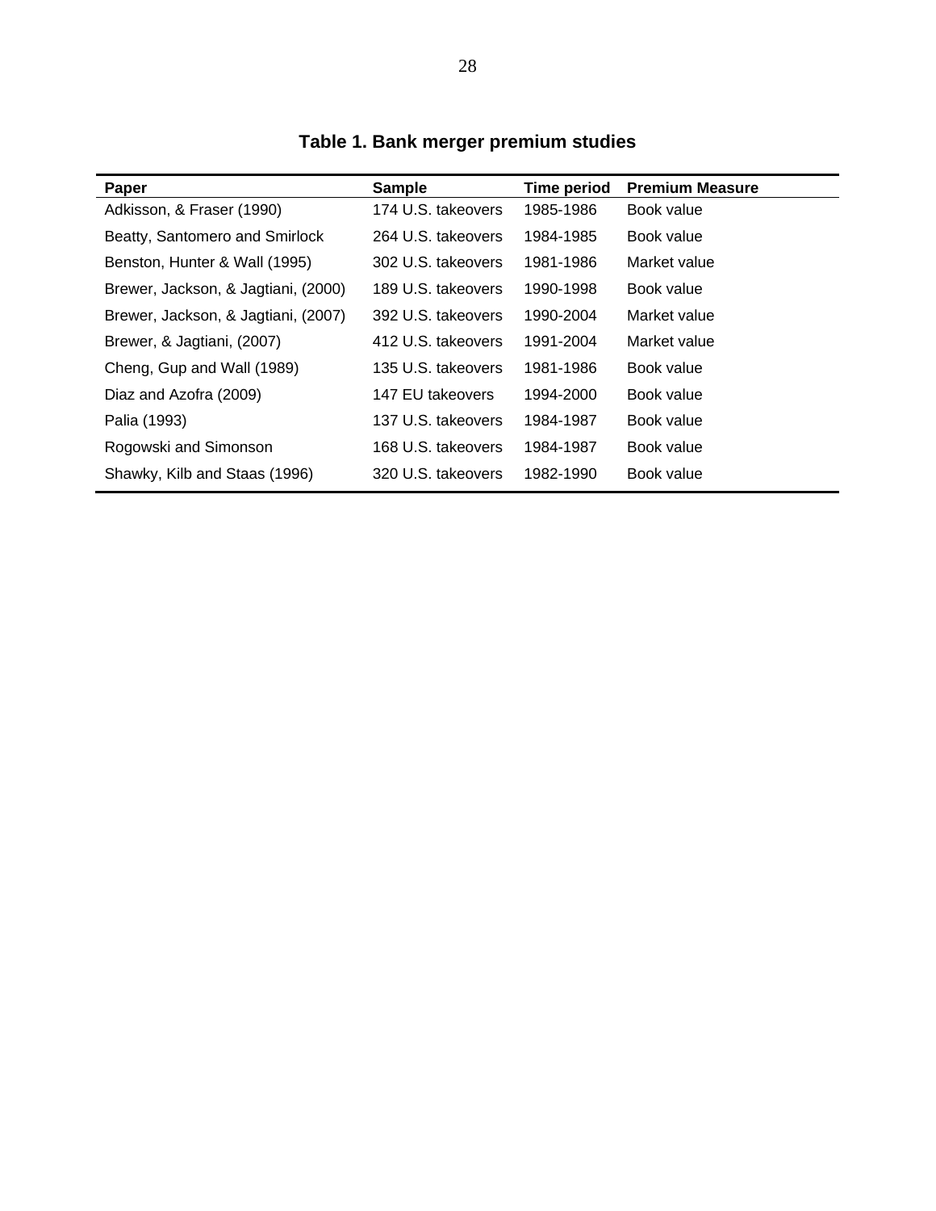## Table 1. Bank merger premium studies

| Paper | Sample | Time period | Premium Measure |
|---|---|---|---|
| Adkisson, & Fraser (1990) | 174 U.S. takeovers | 1985-1986 | Book value |
| Beatty, Santomero and Smirlock | 264 U.S. takeovers | 1984-1985 | Book value |
| Benston, Hunter & Wall (1995) | 302 U.S. takeovers | 1981-1986 | Market value |
| Brewer, Jackson, & Jagtiani, (2000) | 189 U.S. takeovers | 1990-1998 | Book value |
| Brewer, Jackson, & Jagtiani, (2007) | 392 U.S. takeovers | 1990-2004 | Market value |
| Brewer, & Jagtiani, (2007) | 412 U.S. takeovers | 1991-2004 | Market value |
| Cheng, Gup and Wall (1989) | 135 U.S. takeovers | 1981-1986 | Book value |
| Diaz and Azofra (2009) | 147 EU takeovers | 1994-2000 | Book value |
| Palia (1993) | 137 U.S. takeovers | 1984-1987 | Book value |
| Rogowski and Simonson | 168 U.S. takeovers | 1984-1987 | Book value |
| Shawky, Kilb and Staas (1996) | 320 U.S. takeovers | 1982-1990 | Book value |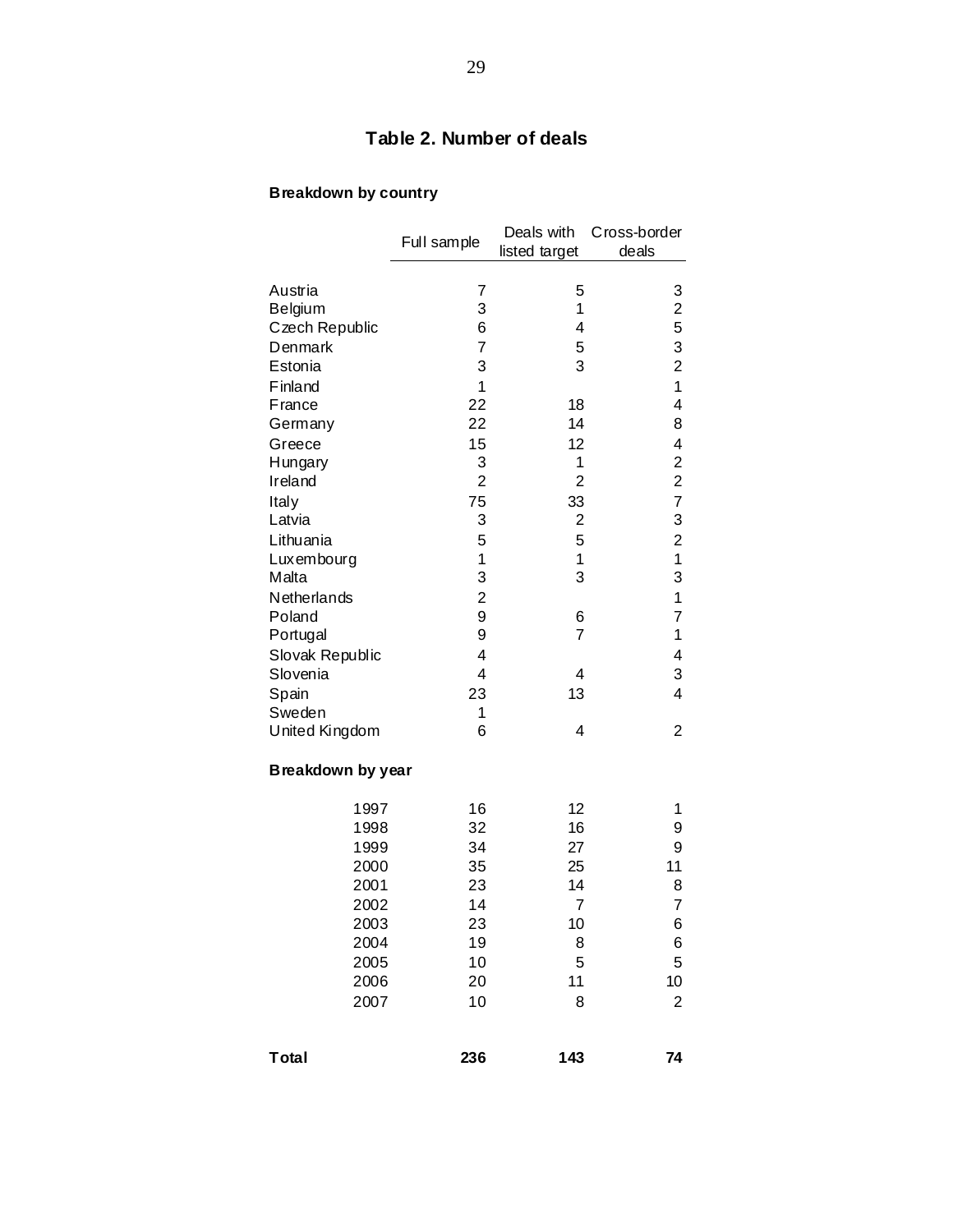# Table 2. Number of deals

**Breakdown by country**

| | Full sample | Deals with listed target | Cross-border deals |
|---|---|---|---|
| Austria | 7 | 5 | 3 |
| Belgium | 3 | 1 | 2 |
| Czech Republic | 6 | 4 | 5 |
| Denmark | 7 | 5 | 3 |
| Estonia | 3 | 3 | 2 |
| Finland | 1 | | 1 |
| France | 22 | 18 | 4 |
| Germany | 22 | 14 | 8 |
| Greece | 15 | 12 | 4 |
| Hungary | 3 | 1 | 2 |
| Ireland | 2 | 2 | 2 |
| Italy | 75 | 33 | 7 |
| Latvia | 3 | 2 | 3 |
| Lithuania | 5 | 5 | 2 |
| Luxembourg | 1 | 1 | 1 |
| Malta | 3 | 3 | 3 |
| Netherlands | 2 | | 1 |
| Poland | 9 | 6 | 7 |
| Portugal | 9 | 7 | 1 |
| Slovak Republic | 4 | | 4 |
| Slovenia | 4 | 4 | 3 |
| Spain | 23 | 13 | 4 |
| Sweden | 1 | | |
| United Kingdom | 6 | 4 | 2 |
| **Breakdown by year** | | | |
| 1997 | 16 | 12 | 1 |
| 1998 | 32 | 16 | 9 |
| 1999 | 34 | 27 | 9 |
| 2000 | 35 | 25 | 11 |
| 2001 | 23 | 14 | 8 |
| 2002 | 14 | 7 | 7 |
| 2003 | 23 | 10 | 6 |
| 2004 | 19 | 8 | 6 |
| 2005 | 10 | 5 | 5 |
| 2006 | 20 | 11 | 10 |
| 2007 | 10 | 8 | 2 |
| **Total** | **236** | **143** | **74** |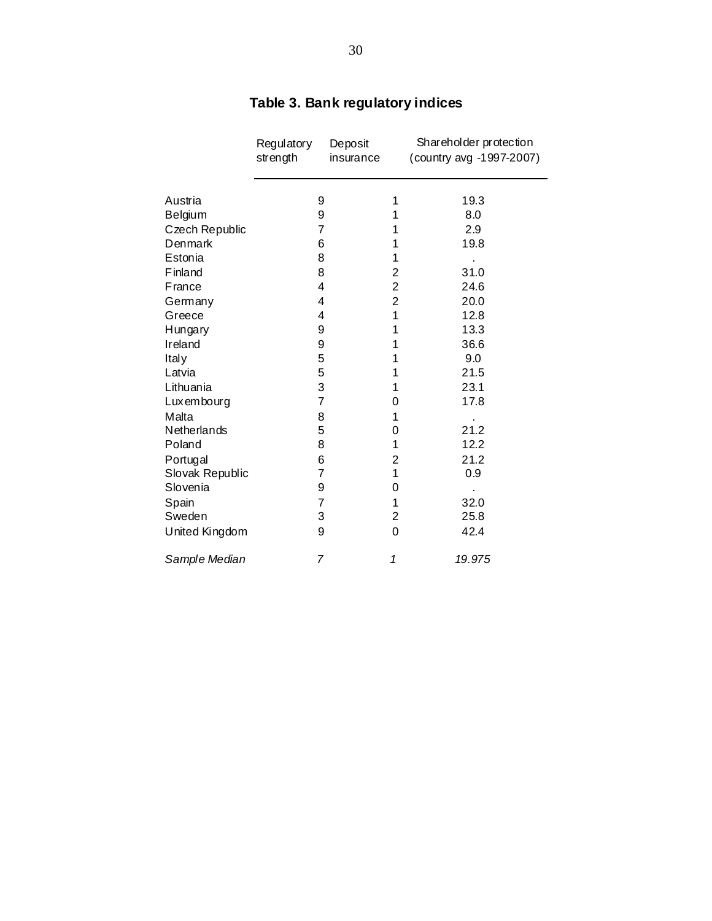# Table 3. Bank regulatory indices

| | Regulatory strength | Deposit insurance | Shareholder protection (country avg -1997-2007) |
|---|---|---|---|
| Austria | 9 | 1 | 19.3 |
| Belgium | 9 | 1 | 8.0 |
| Czech Republic | 7 | 1 | 2.9 |
| Denmark | 6 | 1 | 19.8 |
| Estonia | 8 | 1 | . |
| Finland | 8 | 2 | 31.0 |
| France | 4 | 2 | 24.6 |
| Germany | 4 | 2 | 20.0 |
| Greece | 4 | 1 | 12.8 |
| Hungary | 9 | 1 | 13.3 |
| Ireland | 9 | 1 | 36.6 |
| Italy | 5 | 1 | 9.0 |
| Latvia | 5 | 1 | 21.5 |
| Lithuania | 3 | 1 | 23.1 |
| Luxembourg | 7 | 0 | 17.8 |
| Malta | 8 | 1 | . |
| Netherlands | 5 | 0 | 21.2 |
| Poland | 8 | 1 | 12.2 |
| Portugal | 6 | 2 | 21.2 |
| Slovak Republic | 7 | 1 | 0.9 |
| Slovenia | 9 | 0 | . |
| Spain | 7 | 1 | 32.0 |
| Sweden | 3 | 2 | 25.8 |
| United Kingdom | 9 | 0 | 42.4 |
| *Sample Median* | *7* | *1* | *19.975* |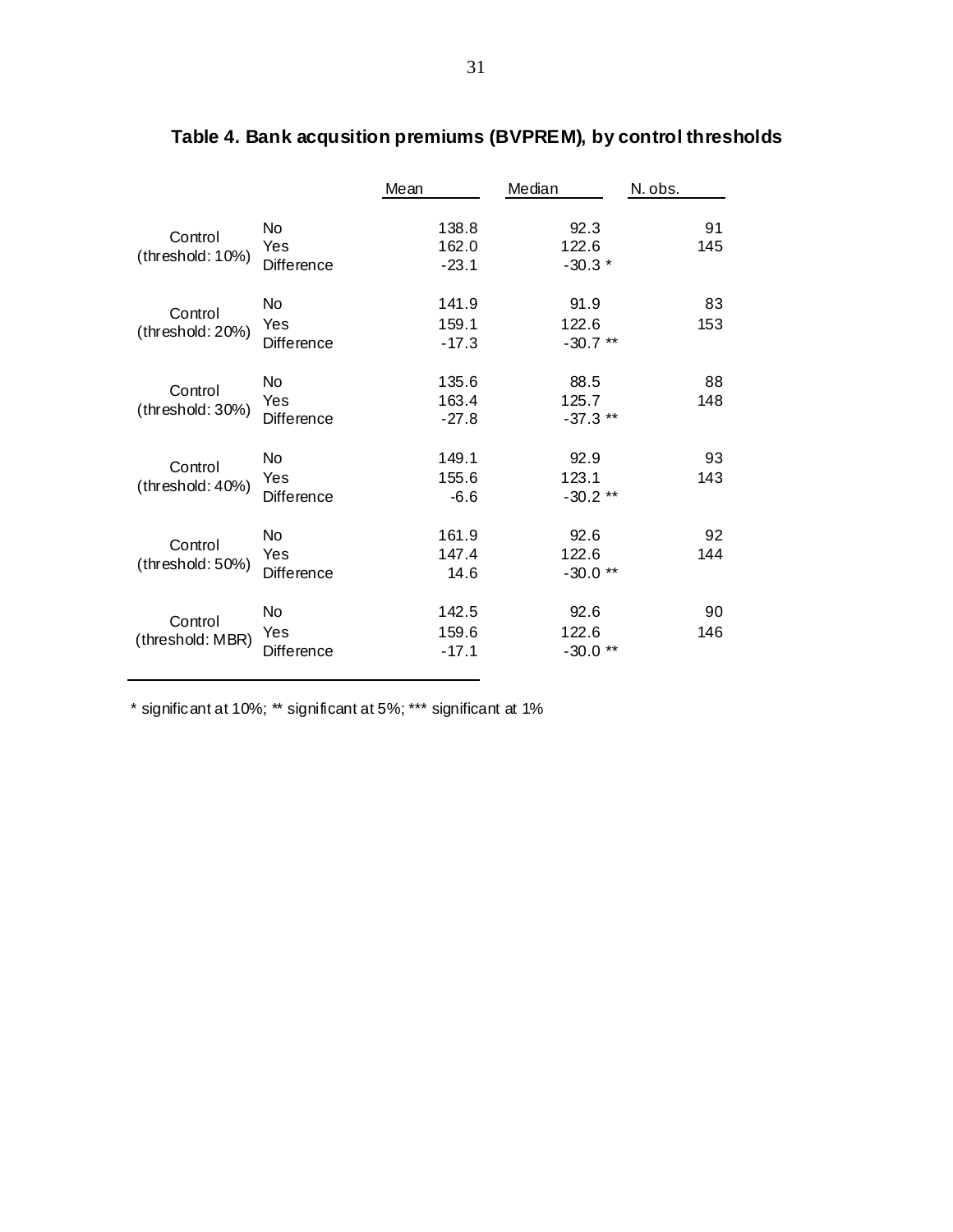# Table 4. Bank acqusition premiums (BVPREM), by control thresholds

| | | Mean | Median | N. obs. |
|---|---|---|---|---|
| Control (threshold: 10%) | No | 138.8 | 92.3 | 91 |
| | Yes | 162.0 | 122.6 | 145 |
| | Difference | -23.1 | -30.3 * | |
| Control (threshold: 20%) | No | 141.9 | 91.9 | 83 |
| | Yes | 159.1 | 122.6 | 153 |
| | Difference | -17.3 | -30.7 ** | |
| Control (threshold: 30%) | No | 135.6 | 88.5 | 88 |
| | Yes | 163.4 | 125.7 | 148 |
| | Difference | -27.8 | -37.3 ** | |
| Control (threshold: 40%) | No | 149.1 | 92.9 | 93 |
| | Yes | 155.6 | 123.1 | 143 |
| | Difference | -6.6 | -30.2 ** | |
| Control (threshold: 50%) | No | 161.9 | 92.6 | 92 |
| | Yes | 147.4 | 122.6 | 144 |
| | Difference | 14.6 | -30.0 ** | |
| Control (threshold: MBR) | No | 142.5 | 92.6 | 90 |
| | Yes | 159.6 | 122.6 | 146 |
| | Difference | -17.1 | -30.0 ** | |

* significant at 10%; ** significant at 5%; *** significant at 1%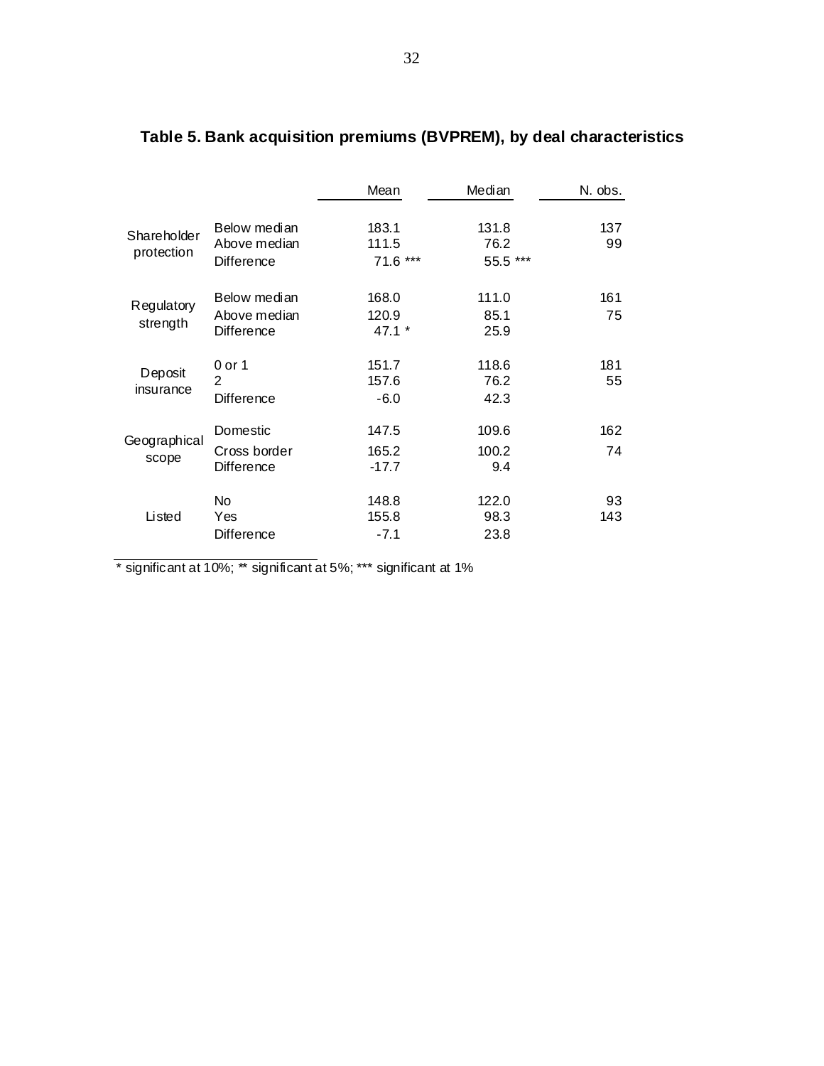## Table 5. Bank acquisition premiums (BVPREM), by deal characteristics

| | | Mean | Median | N. obs. |
|---|---|---|---|---|
| Shareholder protection | Below median | 183.1 | 131.8 | 137 |
| | Above median | 111.5 | 76.2 | 99 |
| | Difference | 71.6 *** | 55.5 *** | |
| Regulatory strength | Below median | 168.0 | 111.0 | 161 |
| | Above median | 120.9 | 85.1 | 75 |
| | Difference | 47.1 * | 25.9 | |
| Deposit insurance | 0 or 1 | 151.7 | 118.6 | 181 |
| | 2 | 157.6 | 76.2 | 55 |
| | Difference | -6.0 | 42.3 | |
| Geographical scope | Domestic | 147.5 | 109.6 | 162 |
| | Cross border | 165.2 | 100.2 | 74 |
| | Difference | -17.7 | 9.4 | |
| Listed | No | 148.8 | 122.0 | 93 |
| | Yes | 155.8 | 98.3 | 143 |
| | Difference | -7.1 | 23.8 | |

* significant at 10%; ** significant at 5%; *** significant at 1%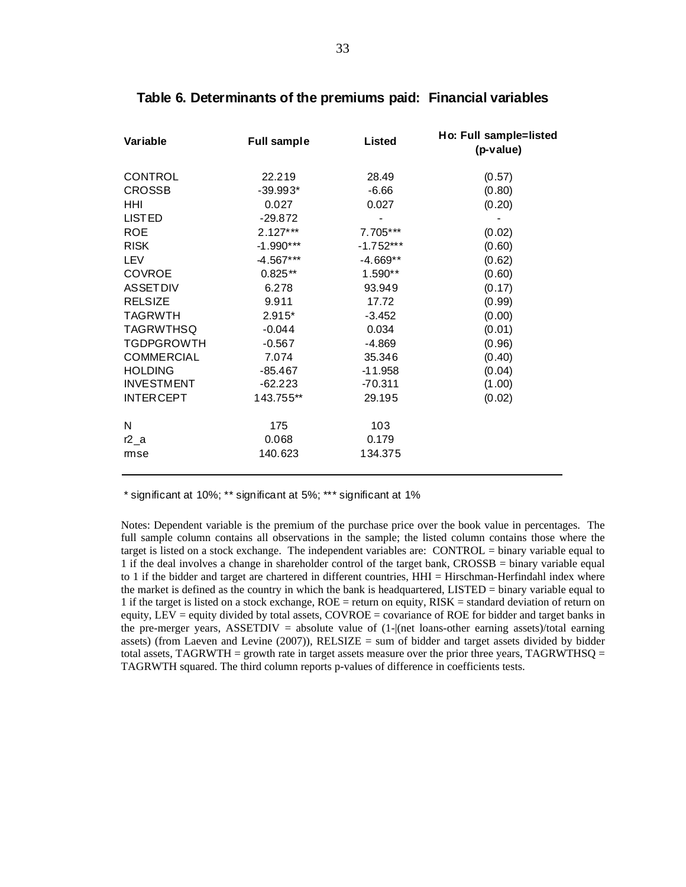## Table 6. Determinants of the premiums paid: Financial variables

| Variable | Full sample | Listed | Ho: Full sample=listed (p-value) |
|---|---|---|---|
| CONTROL | 22.219 | 28.49 | (0.57) |
| CROSSB | -39.993* | -6.66 | (0.80) |
| HHI | 0.027 | 0.027 | (0.20) |
| LISTED | -29.872 | - | - |
| ROE | 2.127*** | 7.705*** | (0.02) |
| RISK | -1.990*** | -1.752*** | (0.60) |
| LEV | -4.567*** | -4.669** | (0.62) |
| COVROE | 0.825** | 1.590** | (0.60) |
| ASSETDIV | 6.278 | 93.949 | (0.17) |
| RELSIZE | 9.911 | 17.72 | (0.99) |
| TAGRWTH | 2.915* | -3.452 | (0.00) |
| TAGRWTHSQ | -0.044 | 0.034 | (0.01) |
| TGDPGROWTH | -0.567 | -4.869 | (0.96) |
| COMMERCIAL | 7.074 | 35.346 | (0.40) |
| HOLDING | -85.467 | -11.958 | (0.04) |
| INVESTMENT | -62.223 | -70.311 | (1.00) |
| INTERCEPT | 143.755** | 29.195 | (0.02) |
| N | 175 | 103 | |
| r2_a | 0.068 | 0.179 | |
| rmse | 140.623 | 134.375 | |

* significant at 10%; ** significant at 5%; *** significant at 1%

Notes: Dependent variable is the premium of the purchase price over the book value in percentages. The full sample column contains all observations in the sample; the listed column contains those where the target is listed on a stock exchange. The independent variables are: CONTROL = binary variable equal to 1 if the deal involves a change in shareholder control of the target bank, CROSSB = binary variable equal to 1 if the bidder and target are chartered in different countries, HHI = Hirschman-Herfindahl index where the market is defined as the country in which the bank is headquartered, LISTED = binary variable equal to 1 if the target is listed on a stock exchange, ROE = return on equity, RISK = standard deviation of return on equity, LEV = equity divided by total assets, COVROE = covariance of ROE for bidder and target banks in the pre-merger years, ASSETDIV = absolute value of (1-|(net loans-other earning assets)/total earning assets) (from Laeven and Levine (2007)), RELSIZE = sum of bidder and target assets divided by bidder total assets, TAGRWTH = growth rate in target assets measure over the prior three years, TAGRWTHSQ = TAGRWTH squared. The third column reports p-values of difference in coefficients tests.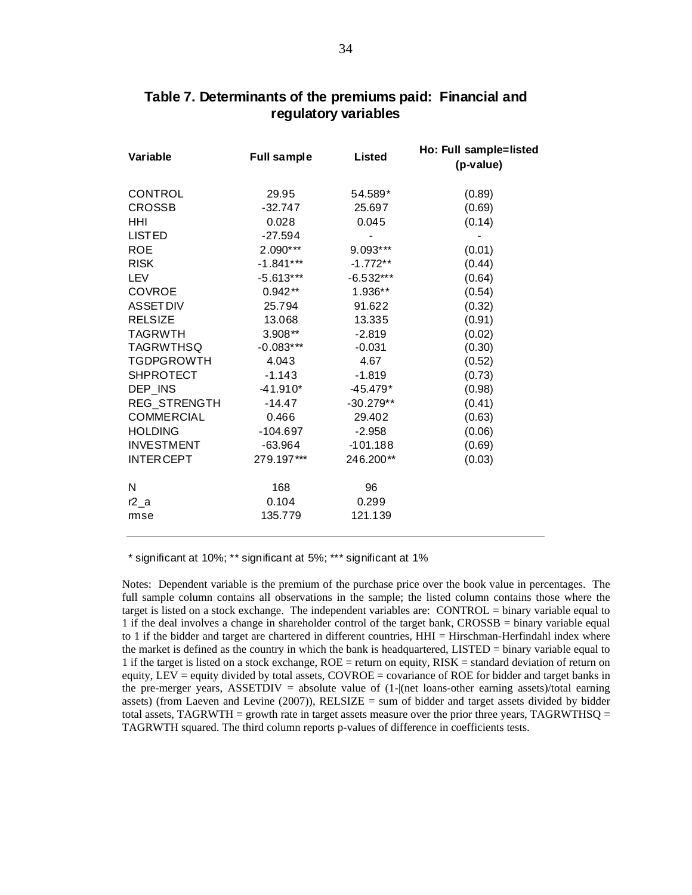## Table 7. Determinants of the premiums paid: Financial and regulatory variables

| Variable | Full sample | Listed | Ho: Full sample=listed (p-value) |
|---|---|---|---|
| CONTROL | 29.95 | 54.589* | (0.89) |
| CROSSB | -32.747 | 25.697 | (0.69) |
| HHI | 0.028 | 0.045 | (0.14) |
| LISTED | -27.594 | - | - |
| ROE | 2.090*** | 9.093*** | (0.01) |
| RISK | -1.841*** | -1.772** | (0.44) |
| LEV | -5.613*** | -6.532*** | (0.64) |
| COVROE | 0.942** | 1.936** | (0.54) |
| ASSETDIV | 25.794 | 91.622 | (0.32) |
| RELSIZE | 13.068 | 13.335 | (0.91) |
| TAGRWTH | 3.908** | -2.819 | (0.02) |
| TAGRWTHSQ | -0.083*** | -0.031 | (0.30) |
| TGDPGROWTH | 4.043 | 4.67 | (0.52) |
| SHPROTECT | -1.143 | -1.819 | (0.73) |
| DEP_INS | -41.910* | -45.479* | (0.98) |
| REG_STRENGTH | -14.47 | -30.279** | (0.41) |
| COMMERCIAL | 0.466 | 29.402 | (0.63) |
| HOLDING | -104.697 | -2.958 | (0.06) |
| INVESTMENT | -63.964 | -101.188 | (0.69) |
| INTERCEPT | 279.197*** | 246.200** | (0.03) |
| N | 168 | 96 | |
| r2_a | 0.104 | 0.299 | |
| rmse | 135.779 | 121.139 | |

* significant at 10%; ** significant at 5%; *** significant at 1%

Notes: Dependent variable is the premium of the purchase price over the book value in percentages. The full sample column contains all observations in the sample; the listed column contains those where the target is listed on a stock exchange. The independent variables are: CONTROL = binary variable equal to 1 if the deal involves a change in shareholder control of the target bank, CROSSB = binary variable equal to 1 if the bidder and target are chartered in different countries, HHI = Hirschman-Herfindahl index where the market is defined as the country in which the bank is headquartered, LISTED = binary variable equal to 1 if the target is listed on a stock exchange, ROE = return on equity, RISK = standard deviation of return on equity, LEV = equity divided by total assets, COVROE = covariance of ROE for bidder and target banks in the pre-merger years, ASSETDIV = absolute value of (1-|(net loans-other earning assets)/total earning assets) (from Laeven and Levine (2007)), RELSIZE = sum of bidder and target assets divided by bidder total assets, TAGRWTH = growth rate in target assets measure over the prior three years, TAGRWTHSQ = TAGRWTH squared. The third column reports p-values of difference in coefficients tests.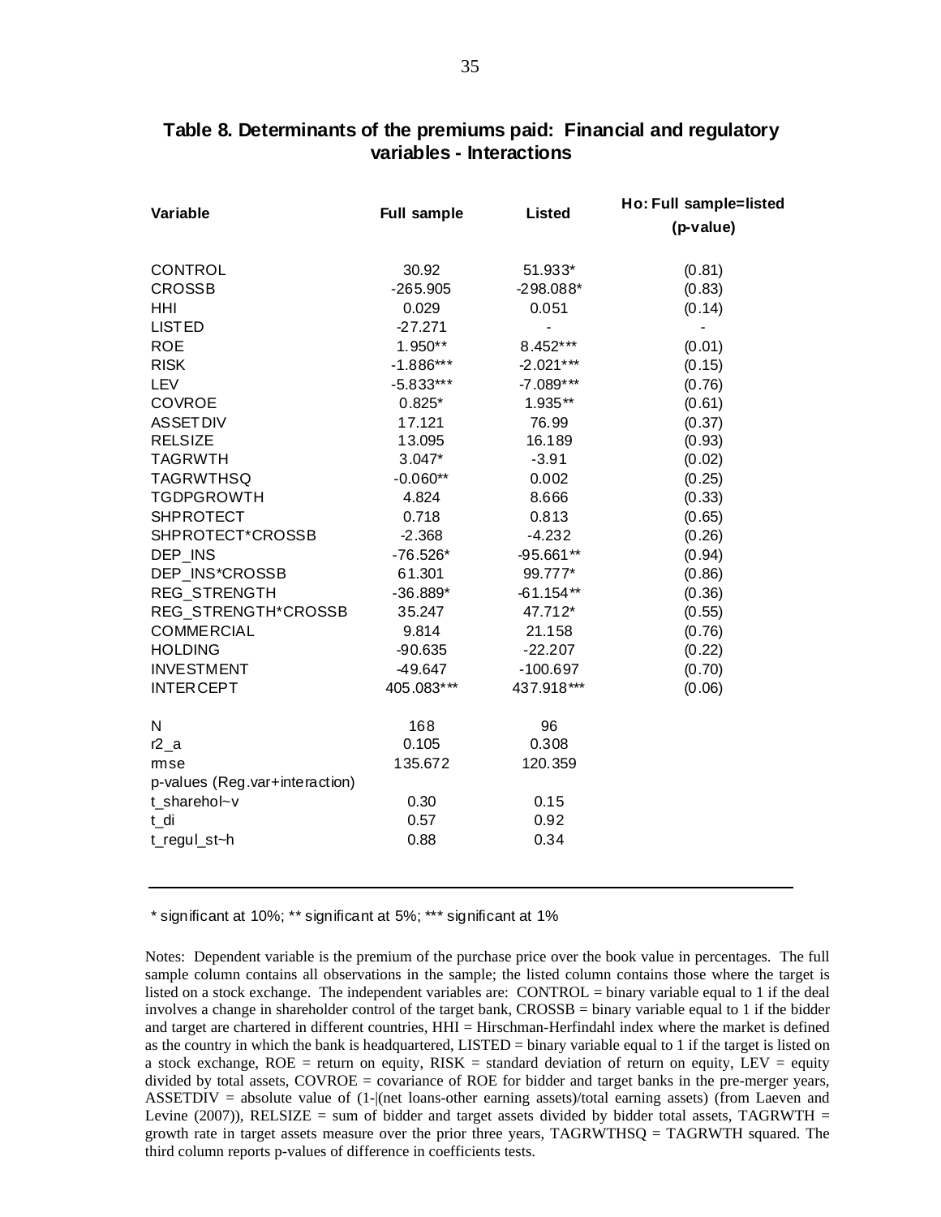## Table 8. Determinants of the premiums paid: Financial and regulatory variables - Interactions

| Variable | Full sample | Listed | Ho: Full sample=listed (p-value) |
|---|---|---|---|
| CONTROL | 30.92 | 51.933* | (0.81) |
| CROSSB | -265.905 | -298.088* | (0.83) |
| HHI | 0.029 | 0.051 | (0.14) |
| LISTED | -27.271 | - | - |
| ROE | 1.950** | 8.452*** | (0.01) |
| RISK | -1.886*** | -2.021*** | (0.15) |
| LEV | -5.833*** | -7.089*** | (0.76) |
| COVROE | 0.825* | 1.935** | (0.61) |
| ASSETDIV | 17.121 | 76.99 | (0.37) |
| RELSIZE | 13.095 | 16.189 | (0.93) |
| TAGRWTH | 3.047* | -3.91 | (0.02) |
| TAGRWTHSQ | -0.060** | 0.002 | (0.25) |
| TGDPGROWTH | 4.824 | 8.666 | (0.33) |
| SHPROTECT | 0.718 | 0.813 | (0.65) |
| SHPROTECT*CROSSB | -2.368 | -4.232 | (0.26) |
| DEP_INS | -76.526* | -95.661** | (0.94) |
| DEP_INS*CROSSB | 61.301 | 99.777* | (0.86) |
| REG_STRENGTH | -36.889* | -61.154** | (0.36) |
| REG_STRENGTH*CROSSB | 35.247 | 47.712* | (0.55) |
| COMMERCIAL | 9.814 | 21.158 | (0.76) |
| HOLDING | -90.635 | -22.207 | (0.22) |
| INVESTMENT | -49.647 | -100.697 | (0.70) |
| INTERCEPT | 405.083*** | 437.918*** | (0.06) |
| N | 168 | 96 | |
| r2_a | 0.105 | 0.308 | |
| rmse | 135.672 | 120.359 | |
| p-values (Reg.var+interaction) | | | |
| t_sharehol~v | 0.30 | 0.15 | |
| t_di | 0.57 | 0.92 | |
| t_regul_st~h | 0.88 | 0.34 | |

* significant at 10%; ** significant at 5%; *** significant at 1%

Notes: Dependent variable is the premium of the purchase price over the book value in percentages. The full sample column contains all observations in the sample; the listed column contains those where the target is listed on a stock exchange. The independent variables are: CONTROL = binary variable equal to 1 if the deal involves a change in shareholder control of the target bank, CROSSB = binary variable equal to 1 if the bidder and target are chartered in different countries, HHI = Hirschman-Herfindahl index where the market is defined as the country in which the bank is headquartered, LISTED = binary variable equal to 1 if the target is listed on a stock exchange, ROE = return on equity, RISK = standard deviation of return on equity, LEV = equity divided by total assets, COVROE = covariance of ROE for bidder and target banks in the pre-merger years, ASSETDIV = absolute value of (1-|(net loans-other earning assets)/total earning assets) (from Laeven and Levine (2007)), RELSIZE = sum of bidder and target assets divided by bidder total assets, TAGRWTH = growth rate in target assets measure over the prior three years, TAGRWTHSQ = TAGRWTH squared. The third column reports p-values of difference in coefficients tests.